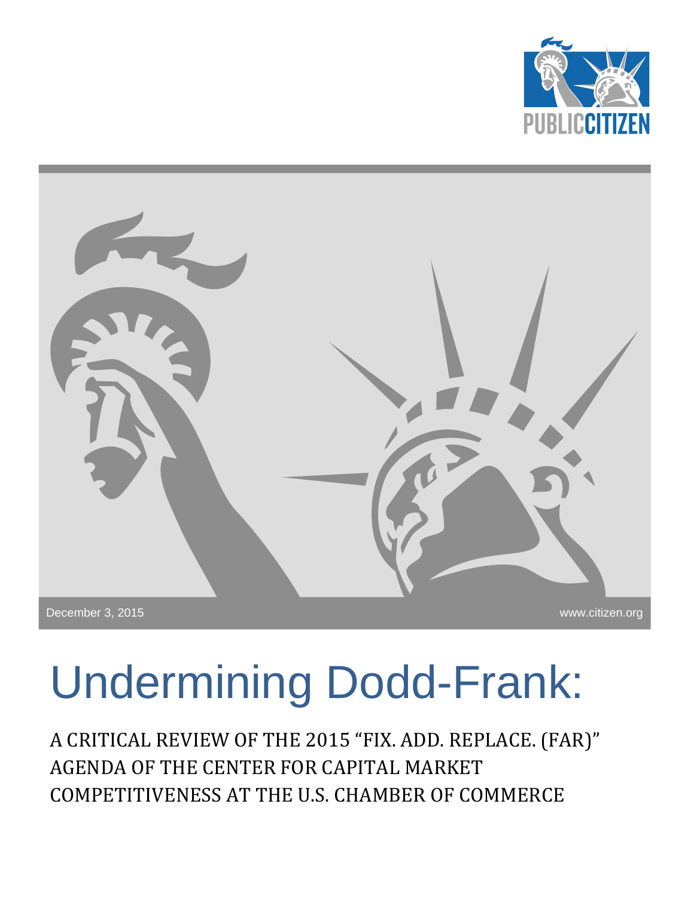December 3, 2015

www.citizen.org

# Undermining Dodd-Frank:

## A CRITICAL REVIEW OF THE 2015 "FIX. ADD. REPLACE. (FAR)" AGENDA OF THE CENTER FOR CAPITAL MARKET COMPETITIVENESS AT THE U.S. CHAMBER OF COMMERCE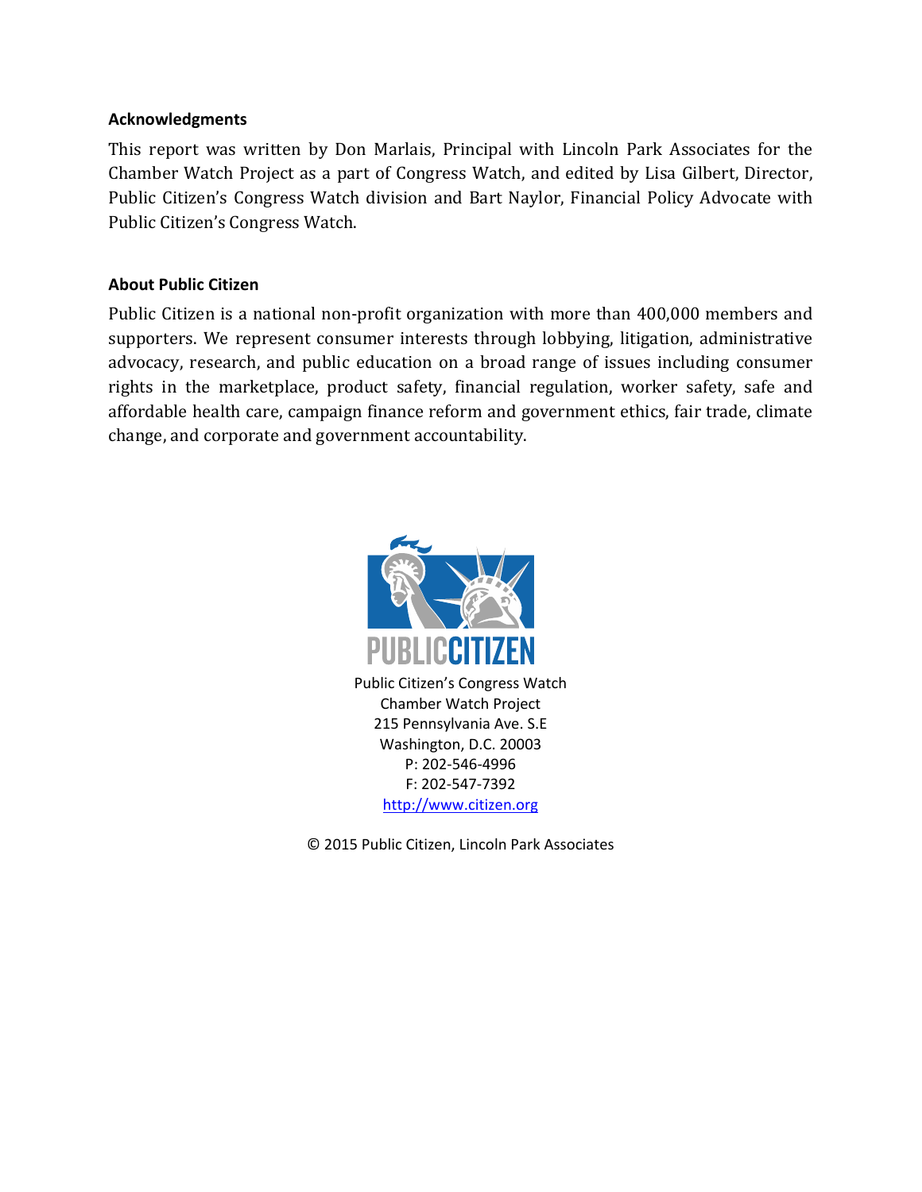**Acknowledgments**

This report was written by Don Marlais, Principal with Lincoln Park Associates for the Chamber Watch Project as a part of Congress Watch, and edited by Lisa Gilbert, Director, Public Citizen's Congress Watch division and Bart Naylor, Financial Policy Advocate with Public Citizen's Congress Watch.

**About Public Citizen**

Public Citizen is a national non-profit organization with more than 400,000 members and supporters. We represent consumer interests through lobbying, litigation, administrative advocacy, research, and public education on a broad range of issues including consumer rights in the marketplace, product safety, financial regulation, worker safety, safe and affordable health care, campaign finance reform and government ethics, fair trade, climate change, and corporate and government accountability.

PUBLIC CITIZEN

Public Citizen's Congress Watch
Chamber Watch Project
215 Pennsylvania Ave. S.E
Washington, D.C. 20003
P: 202-546-4996
F: 202-547-7392
http://www.citizen.org

© 2015 Public Citizen, Lincoln Park Associates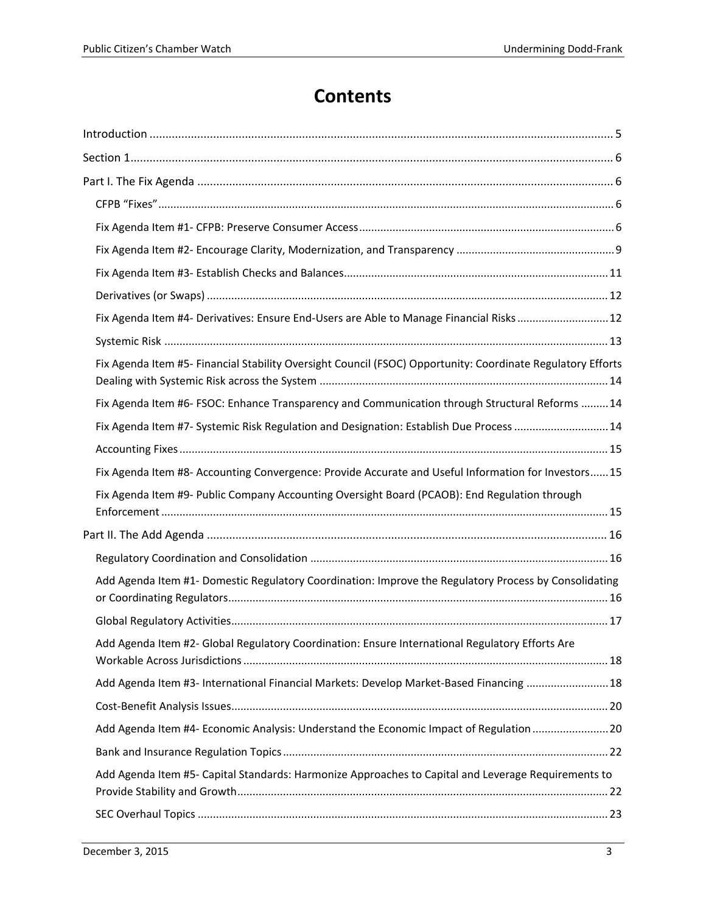# Contents

Introduction .......... 5

Section 1 .......... 6

Part I. The Fix Agenda .......... 6

- CFPB "Fixes" .......... 6
- Fix Agenda Item #1- CFPB: Preserve Consumer Access .......... 6
- Fix Agenda Item #2- Encourage Clarity, Modernization, and Transparency .......... 9
- Fix Agenda Item #3- Establish Checks and Balances .......... 11
- Derivatives (or Swaps) .......... 12
- Fix Agenda Item #4- Derivatives: Ensure End-Users are Able to Manage Financial Risks .......... 12
- Systemic Risk .......... 13
- Fix Agenda Item #5- Financial Stability Oversight Council (FSOC) Opportunity: Coordinate Regulatory Efforts Dealing with Systemic Risk across the System .......... 14
- Fix Agenda Item #6- FSOC: Enhance Transparency and Communication through Structural Reforms .......... 14
- Fix Agenda Item #7- Systemic Risk Regulation and Designation: Establish Due Process .......... 14
- Accounting Fixes .......... 15
- Fix Agenda Item #8- Accounting Convergence: Provide Accurate and Useful Information for Investors .......... 15
- Fix Agenda Item #9- Public Company Accounting Oversight Board (PCAOB): End Regulation through Enforcement .......... 15

Part II. The Add Agenda .......... 16

- Regulatory Coordination and Consolidation .......... 16
- Add Agenda Item #1- Domestic Regulatory Coordination: Improve the Regulatory Process by Consolidating or Coordinating Regulators .......... 16
- Global Regulatory Activities .......... 17
- Add Agenda Item #2- Global Regulatory Coordination: Ensure International Regulatory Efforts Are Workable Across Jurisdictions .......... 18
- Add Agenda Item #3- International Financial Markets: Develop Market-Based Financing .......... 18
- Cost-Benefit Analysis Issues .......... 20
- Add Agenda Item #4- Economic Analysis: Understand the Economic Impact of Regulation .......... 20
- Bank and Insurance Regulation Topics .......... 22
- Add Agenda Item #5- Capital Standards: Harmonize Approaches to Capital and Leverage Requirements to Provide Stability and Growth .......... 22
- SEC Overhaul Topics .......... 23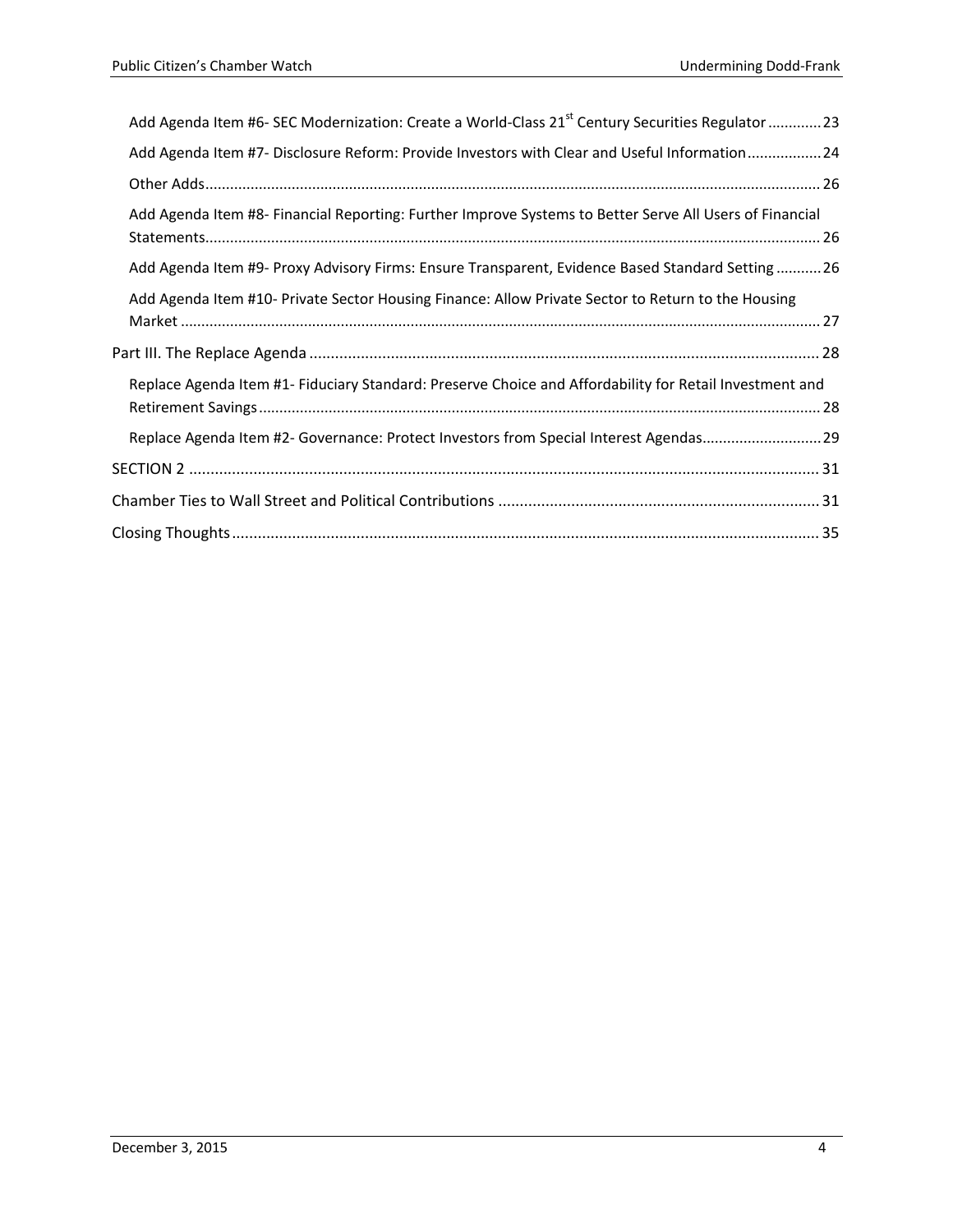- Add Agenda Item #6- SEC Modernization: Create a World-Class 21st Century Securities Regulator ............. 23
- Add Agenda Item #7- Disclosure Reform: Provide Investors with Clear and Useful Information .................. 24
- Other Adds .................................................................................................................................... 26
- Add Agenda Item #8- Financial Reporting: Further Improve Systems to Better Serve All Users of Financial Statements .................................................................................................................................... 26
- Add Agenda Item #9- Proxy Advisory Firms: Ensure Transparent, Evidence Based Standard Setting ........... 26
- Add Agenda Item #10- Private Sector Housing Finance: Allow Private Sector to Return to the Housing Market ......................................................................................................................................... 27

Part III. The Replace Agenda ....................................................................................................... 28

- Replace Agenda Item #1- Fiduciary Standard: Preserve Choice and Affordability for Retail Investment and Retirement Savings ....................................................................................................................... 28
- Replace Agenda Item #2- Governance: Protect Investors from Special Interest Agendas ............................ 29

SECTION 2 .................................................................................................................................... 31

Chamber Ties to Wall Street and Political Contributions ........................................................................... 31

Closing Thoughts ......................................................................................................................... 35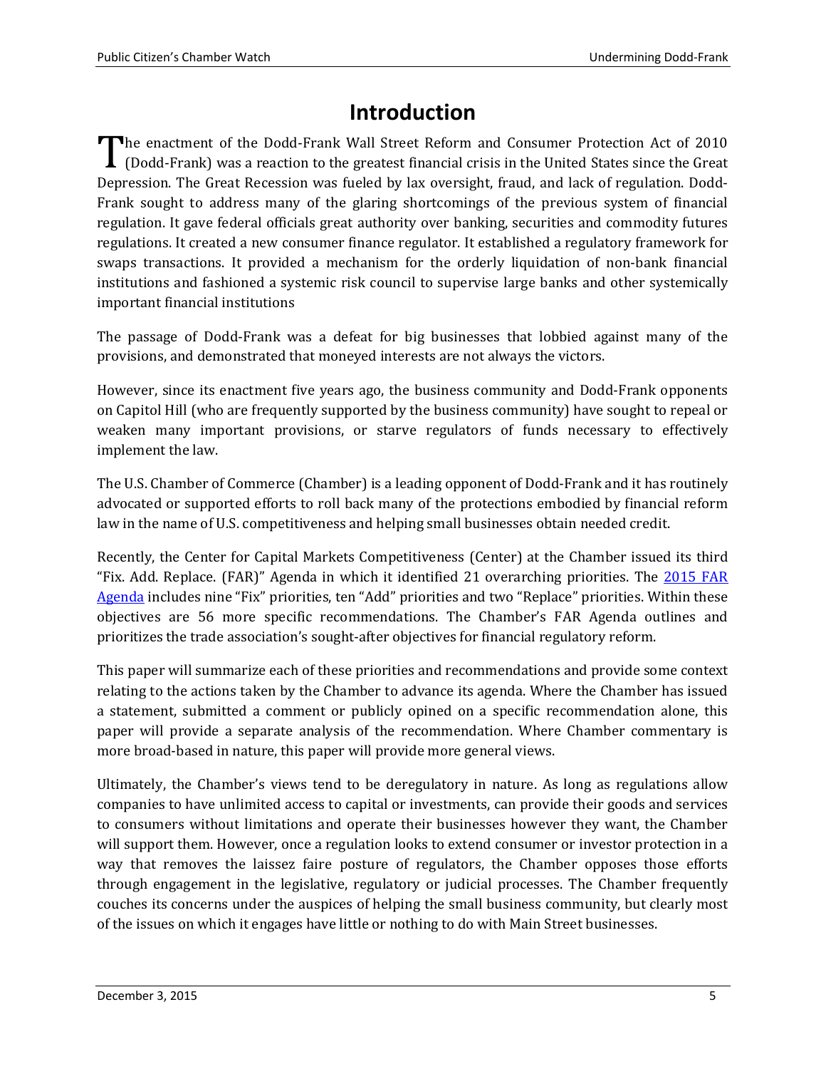# Introduction

The enactment of the Dodd-Frank Wall Street Reform and Consumer Protection Act of 2010 (Dodd-Frank) was a reaction to the greatest financial crisis in the United States since the Great Depression. The Great Recession was fueled by lax oversight, fraud, and lack of regulation. Dodd-Frank sought to address many of the glaring shortcomings of the previous system of financial regulation. It gave federal officials great authority over banking, securities and commodity futures regulations. It created a new consumer finance regulator. It established a regulatory framework for swaps transactions. It provided a mechanism for the orderly liquidation of non-bank financial institutions and fashioned a systemic risk council to supervise large banks and other systemically important financial institutions

The passage of Dodd-Frank was a defeat for big businesses that lobbied against many of the provisions, and demonstrated that moneyed interests are not always the victors.

However, since its enactment five years ago, the business community and Dodd-Frank opponents on Capitol Hill (who are frequently supported by the business community) have sought to repeal or weaken many important provisions, or starve regulators of funds necessary to effectively implement the law.

The U.S. Chamber of Commerce (Chamber) is a leading opponent of Dodd-Frank and it has routinely advocated or supported efforts to roll back many of the protections embodied by financial reform law in the name of U.S. competitiveness and helping small businesses obtain needed credit.

Recently, the Center for Capital Markets Competitiveness (Center) at the Chamber issued its third "Fix. Add. Replace. (FAR)" Agenda in which it identified 21 overarching priorities. The 2015 FAR Agenda includes nine "Fix" priorities, ten "Add" priorities and two "Replace" priorities. Within these objectives are 56 more specific recommendations. The Chamber's FAR Agenda outlines and prioritizes the trade association's sought-after objectives for financial regulatory reform.

This paper will summarize each of these priorities and recommendations and provide some context relating to the actions taken by the Chamber to advance its agenda. Where the Chamber has issued a statement, submitted a comment or publicly opined on a specific recommendation alone, this paper will provide a separate analysis of the recommendation. Where Chamber commentary is more broad-based in nature, this paper will provide more general views.

Ultimately, the Chamber's views tend to be deregulatory in nature. As long as regulations allow companies to have unlimited access to capital or investments, can provide their goods and services to consumers without limitations and operate their businesses however they want, the Chamber will support them. However, once a regulation looks to extend consumer or investor protection in a way that removes the laissez faire posture of regulators, the Chamber opposes those efforts through engagement in the legislative, regulatory or judicial processes. The Chamber frequently couches its concerns under the auspices of helping the small business community, but clearly most of the issues on which it engages have little or nothing to do with Main Street businesses.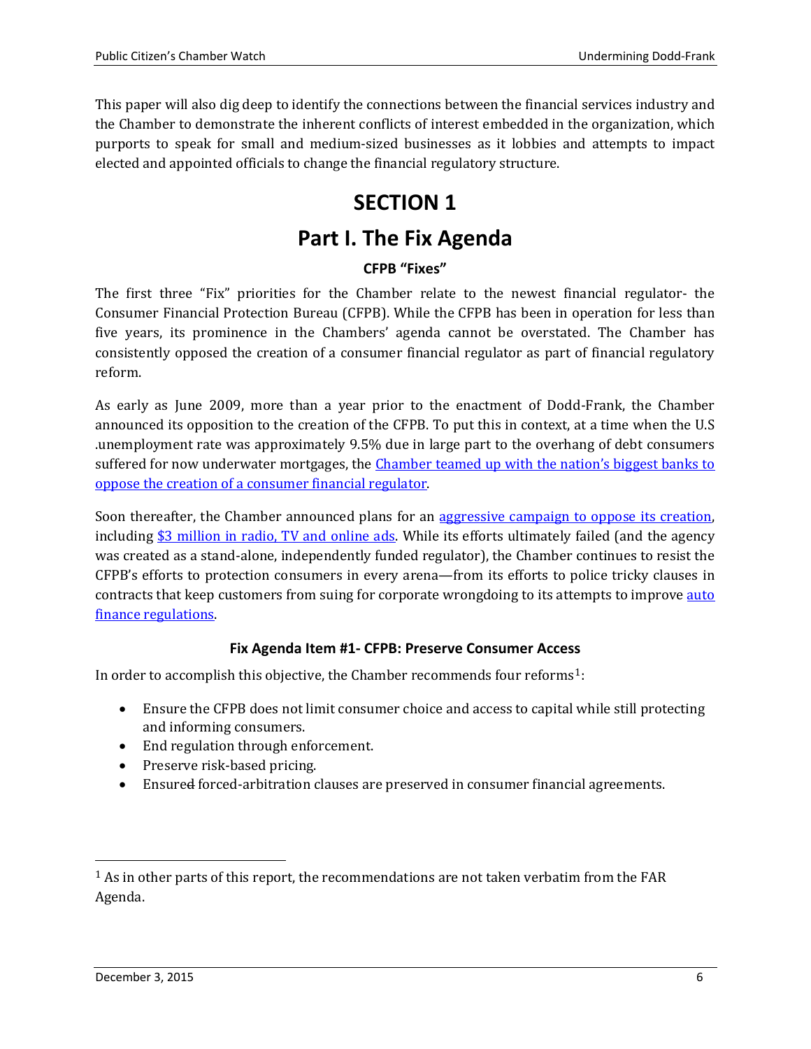This paper will also dig deep to identify the connections between the financial services industry and the Chamber to demonstrate the inherent conflicts of interest embedded in the organization, which purports to speak for small and medium-sized businesses as it lobbies and attempts to impact elected and appointed officials to change the financial regulatory structure.

# SECTION 1

# Part I. The Fix Agenda

### CFPB "Fixes"

The first three "Fix" priorities for the Chamber relate to the newest financial regulator- the Consumer Financial Protection Bureau (CFPB). While the CFPB has been in operation for less than five years, its prominence in the Chambers' agenda cannot be overstated. The Chamber has consistently opposed the creation of a consumer financial regulator as part of financial regulatory reform.

As early as June 2009, more than a year prior to the enactment of Dodd-Frank, the Chamber announced its opposition to the creation of the CFPB. To put this in context, at a time when the U.S .unemployment rate was approximately 9.5% due in large part to the overhang of debt consumers suffered for now underwater mortgages, the Chamber teamed up with the nation's biggest banks to oppose the creation of a consumer financial regulator.

Soon thereafter, the Chamber announced plans for an aggressive campaign to oppose its creation, including $3 million in radio, TV and online ads. While its efforts ultimately failed (and the agency was created as a stand-alone, independently funded regulator), the Chamber continues to resist the CFPB's efforts to protection consumers in every arena—from its efforts to police tricky clauses in contracts that keep customers from suing for corporate wrongdoing to its attempts to improve auto finance regulations.

### Fix Agenda Item #1- CFPB: Preserve Consumer Access

In order to accomplish this objective, the Chamber recommends four reforms[1]:

- Ensure the CFPB does not limit consumer choice and access to capital while still protecting and informing consumers.
- End regulation through enforcement.
- Preserve risk-based pricing.
- Ensured forced-arbitration clauses are preserved in consumer financial agreements.

[1] As in other parts of this report, the recommendations are not taken verbatim from the FAR Agenda.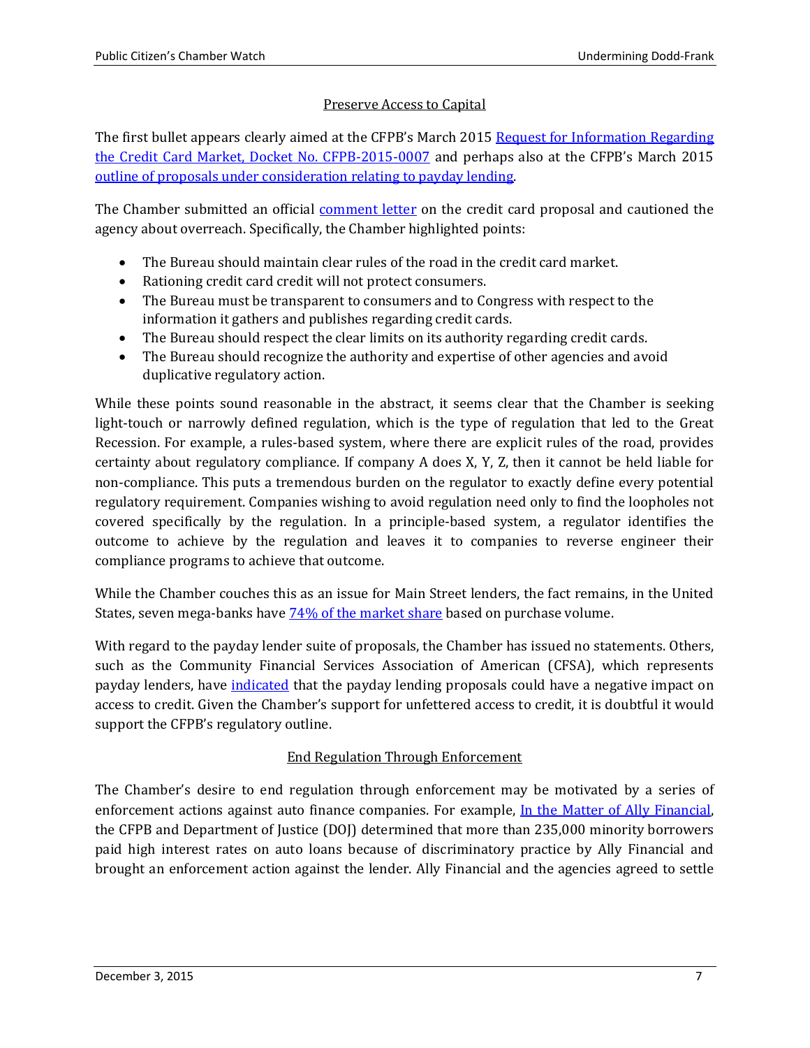## Preserve Access to Capital

The first bullet appears clearly aimed at the CFPB's March 2015 Request for Information Regarding the Credit Card Market, Docket No. CFPB-2015-0007 and perhaps also at the CFPB's March 2015 outline of proposals under consideration relating to payday lending.

The Chamber submitted an official comment letter on the credit card proposal and cautioned the agency about overreach. Specifically, the Chamber highlighted points:

- The Bureau should maintain clear rules of the road in the credit card market.
- Rationing credit card credit will not protect consumers.
- The Bureau must be transparent to consumers and to Congress with respect to the information it gathers and publishes regarding credit cards.
- The Bureau should respect the clear limits on its authority regarding credit cards.
- The Bureau should recognize the authority and expertise of other agencies and avoid duplicative regulatory action.

While these points sound reasonable in the abstract, it seems clear that the Chamber is seeking light-touch or narrowly defined regulation, which is the type of regulation that led to the Great Recession. For example, a rules-based system, where there are explicit rules of the road, provides certainty about regulatory compliance. If company A does X, Y, Z, then it cannot be held liable for non-compliance. This puts a tremendous burden on the regulator to exactly define every potential regulatory requirement. Companies wishing to avoid regulation need only to find the loopholes not covered specifically by the regulation. In a principle-based system, a regulator identifies the outcome to achieve by the regulation and leaves it to companies to reverse engineer their compliance programs to achieve that outcome.

While the Chamber couches this as an issue for Main Street lenders, the fact remains, in the United States, seven mega-banks have 74% of the market share based on purchase volume.

With regard to the payday lender suite of proposals, the Chamber has issued no statements. Others, such as the Community Financial Services Association of American (CFSA), which represents payday lenders, have indicated that the payday lending proposals could have a negative impact on access to credit. Given the Chamber's support for unfettered access to credit, it is doubtful it would support the CFPB's regulatory outline.

## End Regulation Through Enforcement

The Chamber's desire to end regulation through enforcement may be motivated by a series of enforcement actions against auto finance companies. For example, In the Matter of Ally Financial, the CFPB and Department of Justice (DOJ) determined that more than 235,000 minority borrowers paid high interest rates on auto loans because of discriminatory practice by Ally Financial and brought an enforcement action against the lender. Ally Financial and the agencies agreed to settle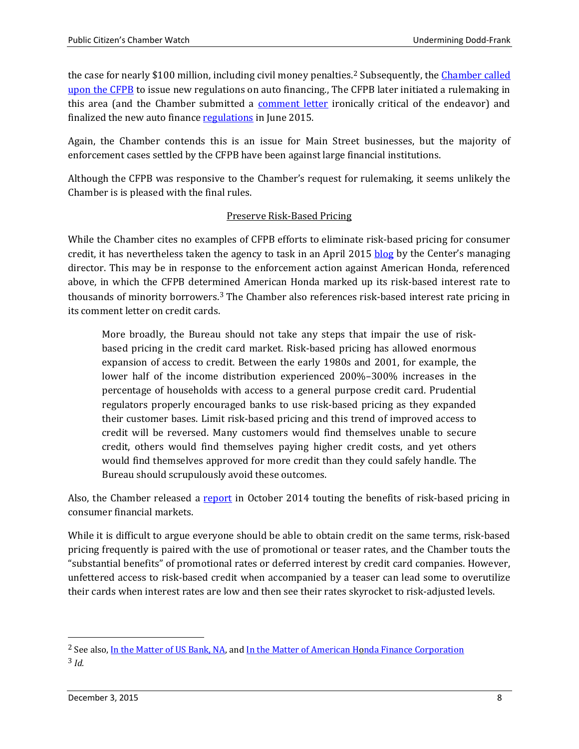the case for nearly $100 million, including civil money penalties.[2] Subsequently, the Chamber called upon the CFPB to issue new regulations on auto financing., The CFPB later initiated a rulemaking in this area (and the Chamber submitted a comment letter ironically critical of the endeavor) and finalized the new auto finance regulations in June 2015.

Again, the Chamber contends this is an issue for Main Street businesses, but the majority of enforcement cases settled by the CFPB have been against large financial institutions.

Although the CFPB was responsive to the Chamber's request for rulemaking, it seems unlikely the Chamber is is pleased with the final rules.

## Preserve Risk-Based Pricing

While the Chamber cites no examples of CFPB efforts to eliminate risk-based pricing for consumer credit, it has nevertheless taken the agency to task in an April 2015 blog by the Center's managing director. This may be in response to the enforcement action against American Honda, referenced above, in which the CFPB determined American Honda marked up its risk-based interest rate to thousands of minority borrowers.[3] The Chamber also references risk-based interest rate pricing in its comment letter on credit cards.

> More broadly, the Bureau should not take any steps that impair the use of risk-based pricing in the credit card market. Risk-based pricing has allowed enormous expansion of access to credit. Between the early 1980s and 2001, for example, the lower half of the income distribution experienced 200%–300% increases in the percentage of households with access to a general purpose credit card. Prudential regulators properly encouraged banks to use risk-based pricing as they expanded their customer bases. Limit risk-based pricing and this trend of improved access to credit will be reversed. Many customers would find themselves unable to secure credit, others would find themselves paying higher credit costs, and yet others would find themselves approved for more credit than they could safely handle. The Bureau should scrupulously avoid these outcomes.

Also, the Chamber released a report in October 2014 touting the benefits of risk-based pricing in consumer financial markets.

While it is difficult to argue everyone should be able to obtain credit on the same terms, risk-based pricing frequently is paired with the use of promotional or teaser rates, and the Chamber touts the "substantial benefits" of promotional rates or deferred interest by credit card companies. However, unfettered access to risk-based credit when accompanied by a teaser can lead some to overutilize their cards when interest rates are low and then see their rates skyrocket to risk-adjusted levels.

---

[2] See also, In the Matter of US Bank, NA, and In the Matter of American Honda Finance Corporation

[3] *Id.*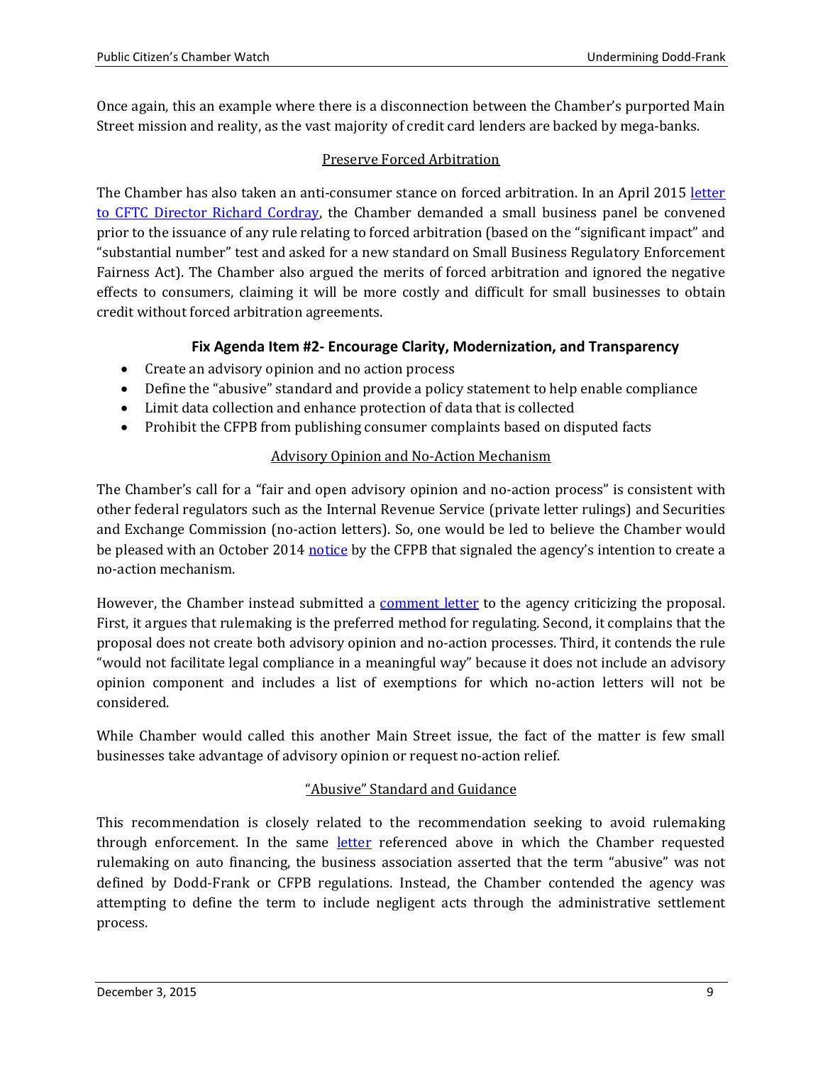Once again, this an example where there is a disconnection between the Chamber's purported Main Street mission and reality, as the vast majority of credit card lenders are backed by mega-banks.

<u>Preserve Forced Arbitration</u>

The Chamber has also taken an anti-consumer stance on forced arbitration. In an April 2015 [letter to CFTC Director Richard Cordray](), the Chamber demanded a small business panel be convened prior to the issuance of any rule relating to forced arbitration (based on the "significant impact" and "substantial number" test and asked for a new standard on Small Business Regulatory Enforcement Fairness Act). The Chamber also argued the merits of forced arbitration and ignored the negative effects to consumers, claiming it will be more costly and difficult for small businesses to obtain credit without forced arbitration agreements.

### Fix Agenda Item #2- Encourage Clarity, Modernization, and Transparency

- Create an advisory opinion and no action process
- Define the "abusive" standard and provide a policy statement to help enable compliance
- Limit data collection and enhance protection of data that is collected
- Prohibit the CFPB from publishing consumer complaints based on disputed facts

<u>Advisory Opinion and No-Action Mechanism</u>

The Chamber's call for a "fair and open advisory opinion and no-action process" is consistent with other federal regulators such as the Internal Revenue Service (private letter rulings) and Securities and Exchange Commission (no-action letters). So, one would be led to believe the Chamber would be pleased with an October 2014 [notice]() by the CFPB that signaled the agency's intention to create a no-action mechanism.

However, the Chamber instead submitted a [comment letter]() to the agency criticizing the proposal. First, it argues that rulemaking is the preferred method for regulating. Second, it complains that the proposal does not create both advisory opinion and no-action processes. Third, it contends the rule "would not facilitate legal compliance in a meaningful way" because it does not include an advisory opinion component and includes a list of exemptions for which no-action letters will not be considered.

While Chamber would called this another Main Street issue, the fact of the matter is few small businesses take advantage of advisory opinion or request no-action relief.

<u>"Abusive" Standard and Guidance</u>

This recommendation is closely related to the recommendation seeking to avoid rulemaking through enforcement. In the same [letter]() referenced above in which the Chamber requested rulemaking on auto financing, the business association asserted that the term "abusive" was not defined by Dodd-Frank or CFPB regulations. Instead, the Chamber contended the agency was attempting to define the term to include negligent acts through the administrative settlement process.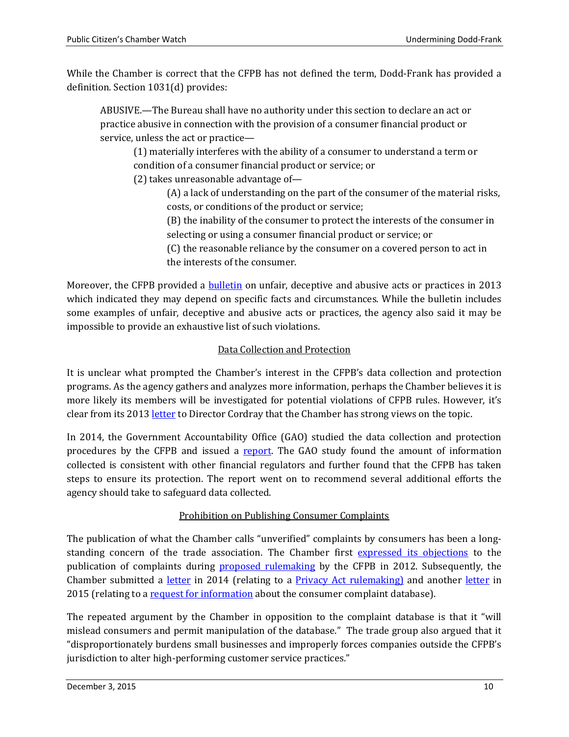While the Chamber is correct that the CFPB has not defined the term, Dodd-Frank has provided a definition. Section 1031(d) provides:

> ABUSIVE.—The Bureau shall have no authority under this section to declare an act or practice abusive in connection with the provision of a consumer financial product or service, unless the act or practice—
>
> (1) materially interferes with the ability of a consumer to understand a term or condition of a consumer financial product or service; or
>
> (2) takes unreasonable advantage of—
>
> (A) a lack of understanding on the part of the consumer of the material risks, costs, or conditions of the product or service;
>
> (B) the inability of the consumer to protect the interests of the consumer in selecting or using a consumer financial product or service; or
>
> (C) the reasonable reliance by the consumer on a covered person to act in the interests of the consumer.

Moreover, the CFPB provided a bulletin on unfair, deceptive and abusive acts or practices in 2013 which indicated they may depend on specific facts and circumstances. While the bulletin includes some examples of unfair, deceptive and abusive acts or practices, the agency also said it may be impossible to provide an exhaustive list of such violations.

## Data Collection and Protection

It is unclear what prompted the Chamber's interest in the CFPB's data collection and protection programs. As the agency gathers and analyzes more information, perhaps the Chamber believes it is more likely its members will be investigated for potential violations of CFPB rules. However, it's clear from its 2013 letter to Director Cordray that the Chamber has strong views on the topic.

In 2014, the Government Accountability Office (GAO) studied the data collection and protection procedures by the CFPB and issued a report. The GAO study found the amount of information collected is consistent with other financial regulators and further found that the CFPB has taken steps to ensure its protection. The report went on to recommend several additional efforts the agency should take to safeguard data collected.

## Prohibition on Publishing Consumer Complaints

The publication of what the Chamber calls "unverified" complaints by consumers has been a long-standing concern of the trade association. The Chamber first expressed its objections to the publication of complaints during proposed rulemaking by the CFPB in 2012. Subsequently, the Chamber submitted a letter in 2014 (relating to a Privacy Act rulemaking) and another letter in 2015 (relating to a request for information about the consumer complaint database).

The repeated argument by the Chamber in opposition to the complaint database is that it "will mislead consumers and permit manipulation of the database." The trade group also argued that it "disproportionately burdens small businesses and improperly forces companies outside the CFPB's jurisdiction to alter high-performing customer service practices."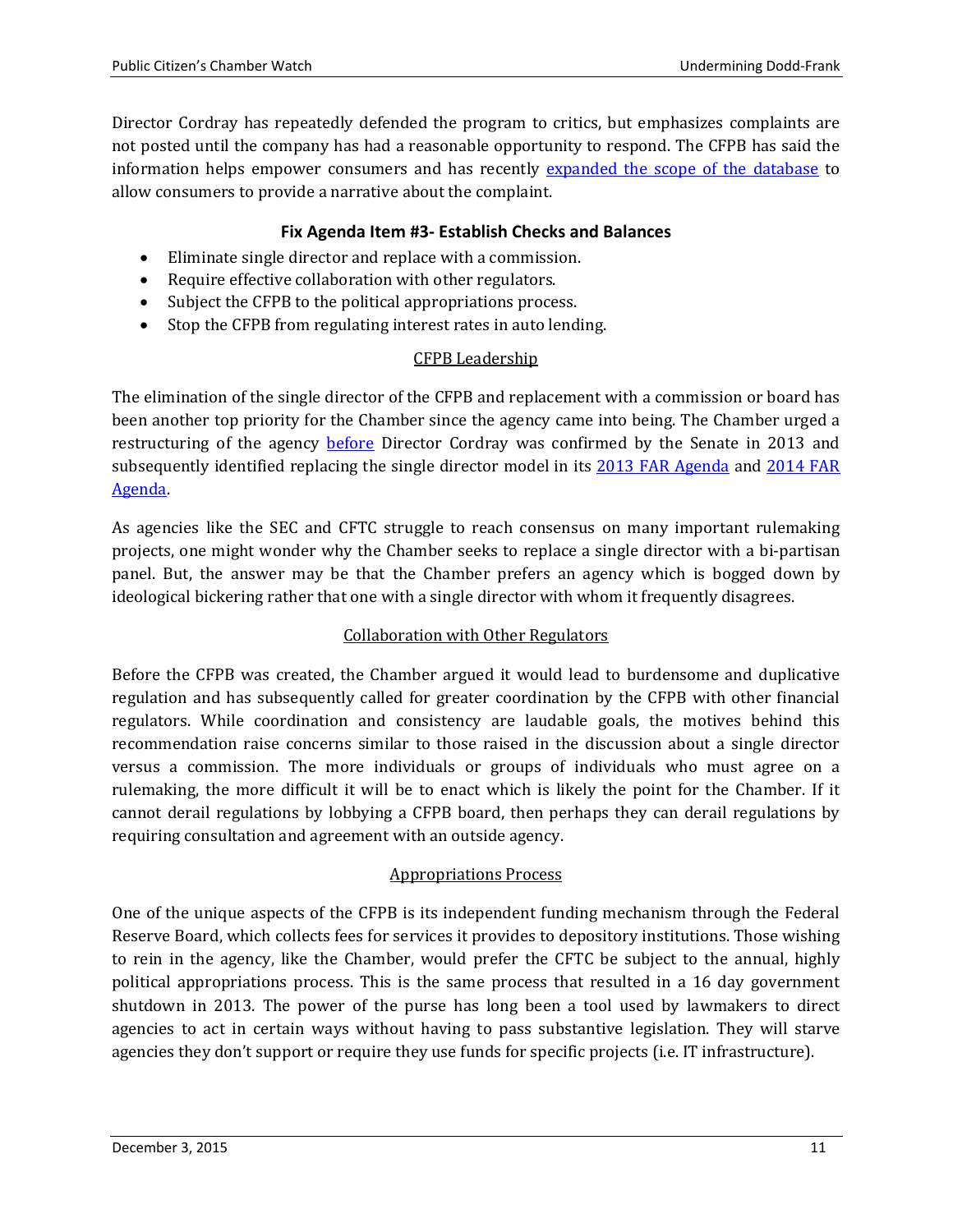Director Cordray has repeatedly defended the program to critics, but emphasizes complaints are not posted until the company has had a reasonable opportunity to respond. The CFPB has said the information helps empower consumers and has recently expanded the scope of the database to allow consumers to provide a narrative about the complaint.

### Fix Agenda Item #3- Establish Checks and Balances

- Eliminate single director and replace with a commission.
- Require effective collaboration with other regulators.
- Subject the CFPB to the political appropriations process.
- Stop the CFPB from regulating interest rates in auto lending.

#### CFPB Leadership

The elimination of the single director of the CFPB and replacement with a commission or board has been another top priority for the Chamber since the agency came into being. The Chamber urged a restructuring of the agency before Director Cordray was confirmed by the Senate in 2013 and subsequently identified replacing the single director model in its 2013 FAR Agenda and 2014 FAR Agenda.

As agencies like the SEC and CFTC struggle to reach consensus on many important rulemaking projects, one might wonder why the Chamber seeks to replace a single director with a bi-partisan panel. But, the answer may be that the Chamber prefers an agency which is bogged down by ideological bickering rather that one with a single director with whom it frequently disagrees.

#### Collaboration with Other Regulators

Before the CFPB was created, the Chamber argued it would lead to burdensome and duplicative regulation and has subsequently called for greater coordination by the CFPB with other financial regulators. While coordination and consistency are laudable goals, the motives behind this recommendation raise concerns similar to those raised in the discussion about a single director versus a commission. The more individuals or groups of individuals who must agree on a rulemaking, the more difficult it will be to enact which is likely the point for the Chamber. If it cannot derail regulations by lobbying a CFPB board, then perhaps they can derail regulations by requiring consultation and agreement with an outside agency.

#### Appropriations Process

One of the unique aspects of the CFPB is its independent funding mechanism through the Federal Reserve Board, which collects fees for services it provides to depository institutions. Those wishing to rein in the agency, like the Chamber, would prefer the CFTC be subject to the annual, highly political appropriations process. This is the same process that resulted in a 16 day government shutdown in 2013. The power of the purse has long been a tool used by lawmakers to direct agencies to act in certain ways without having to pass substantive legislation. They will starve agencies they don't support or require they use funds for specific projects (i.e. IT infrastructure).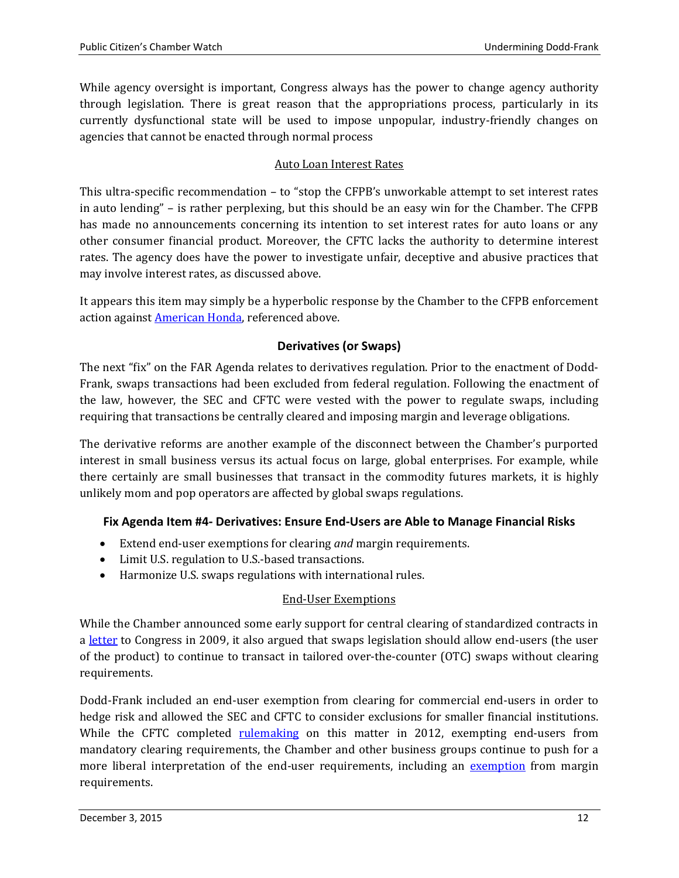While agency oversight is important, Congress always has the power to change agency authority through legislation. There is great reason that the appropriations process, particularly in its currently dysfunctional state will be used to impose unpopular, industry-friendly changes on agencies that cannot be enacted through normal process

#### Auto Loan Interest Rates

This ultra-specific recommendation – to "stop the CFPB's unworkable attempt to set interest rates in auto lending" – is rather perplexing, but this should be an easy win for the Chamber. The CFPB has made no announcements concerning its intention to set interest rates for auto loans or any other consumer financial product. Moreover, the CFTC lacks the authority to determine interest rates. The agency does have the power to investigate unfair, deceptive and abusive practices that may involve interest rates, as discussed above.

It appears this item may simply be a hyperbolic response by the Chamber to the CFPB enforcement action against American Honda, referenced above.

### Derivatives (or Swaps)

The next "fix" on the FAR Agenda relates to derivatives regulation. Prior to the enactment of Dodd-Frank, swaps transactions had been excluded from federal regulation. Following the enactment of the law, however, the SEC and CFTC were vested with the power to regulate swaps, including requiring that transactions be centrally cleared and imposing margin and leverage obligations.

The derivative reforms are another example of the disconnect between the Chamber's purported interest in small business versus its actual focus on large, global enterprises. For example, while there certainly are small businesses that transact in the commodity futures markets, it is highly unlikely mom and pop operators are affected by global swaps regulations.

### Fix Agenda Item #4- Derivatives: Ensure End-Users are Able to Manage Financial Risks

- Extend end-user exemptions for clearing *and* margin requirements.
- Limit U.S. regulation to U.S.-based transactions.
- Harmonize U.S. swaps regulations with international rules.

#### End-User Exemptions

While the Chamber announced some early support for central clearing of standardized contracts in a letter to Congress in 2009, it also argued that swaps legislation should allow end-users (the user of the product) to continue to transact in tailored over-the-counter (OTC) swaps without clearing requirements.

Dodd-Frank included an end-user exemption from clearing for commercial end-users in order to hedge risk and allowed the SEC and CFTC to consider exclusions for smaller financial institutions. While the CFTC completed rulemaking on this matter in 2012, exempting end-users from mandatory clearing requirements, the Chamber and other business groups continue to push for a more liberal interpretation of the end-user requirements, including an exemption from margin requirements.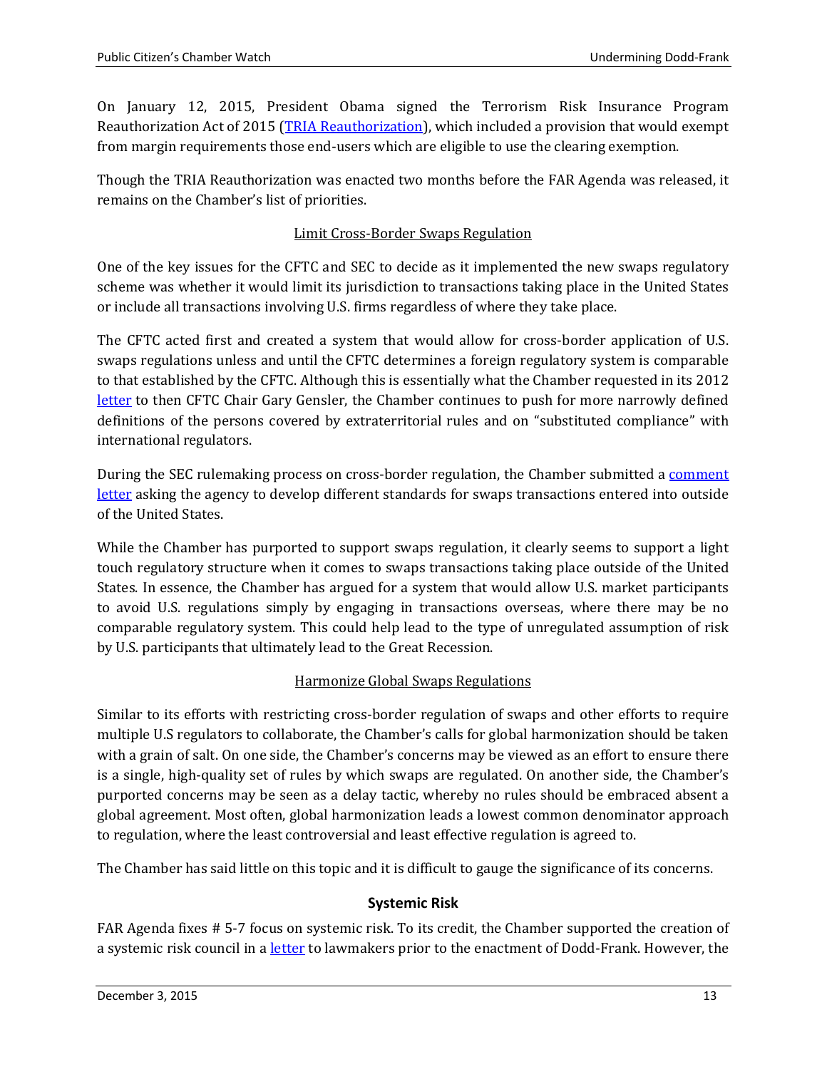On January 12, 2015, President Obama signed the Terrorism Risk Insurance Program Reauthorization Act of 2015 (TRIA Reauthorization), which included a provision that would exempt from margin requirements those end-users which are eligible to use the clearing exemption.

Though the TRIA Reauthorization was enacted two months before the FAR Agenda was released, it remains on the Chamber's list of priorities.

### Limit Cross-Border Swaps Regulation

One of the key issues for the CFTC and SEC to decide as it implemented the new swaps regulatory scheme was whether it would limit its jurisdiction to transactions taking place in the United States or include all transactions involving U.S. firms regardless of where they take place.

The CFTC acted first and created a system that would allow for cross-border application of U.S. swaps regulations unless and until the CFTC determines a foreign regulatory system is comparable to that established by the CFTC. Although this is essentially what the Chamber requested in its 2012 letter to then CFTC Chair Gary Gensler, the Chamber continues to push for more narrowly defined definitions of the persons covered by extraterritorial rules and on "substituted compliance" with international regulators.

During the SEC rulemaking process on cross-border regulation, the Chamber submitted a comment letter asking the agency to develop different standards for swaps transactions entered into outside of the United States.

While the Chamber has purported to support swaps regulation, it clearly seems to support a light touch regulatory structure when it comes to swaps transactions taking place outside of the United States. In essence, the Chamber has argued for a system that would allow U.S. market participants to avoid U.S. regulations simply by engaging in transactions overseas, where there may be no comparable regulatory system. This could help lead to the type of unregulated assumption of risk by U.S. participants that ultimately lead to the Great Recession.

### Harmonize Global Swaps Regulations

Similar to its efforts with restricting cross-border regulation of swaps and other efforts to require multiple U.S regulators to collaborate, the Chamber's calls for global harmonization should be taken with a grain of salt. On one side, the Chamber's concerns may be viewed as an effort to ensure there is a single, high-quality set of rules by which swaps are regulated. On another side, the Chamber's purported concerns may be seen as a delay tactic, whereby no rules should be embraced absent a global agreement. Most often, global harmonization leads a lowest common denominator approach to regulation, where the least controversial and least effective regulation is agreed to.

The Chamber has said little on this topic and it is difficult to gauge the significance of its concerns.

## Systemic Risk

FAR Agenda fixes # 5-7 focus on systemic risk. To its credit, the Chamber supported the creation of a systemic risk council in a letter to lawmakers prior to the enactment of Dodd-Frank. However, the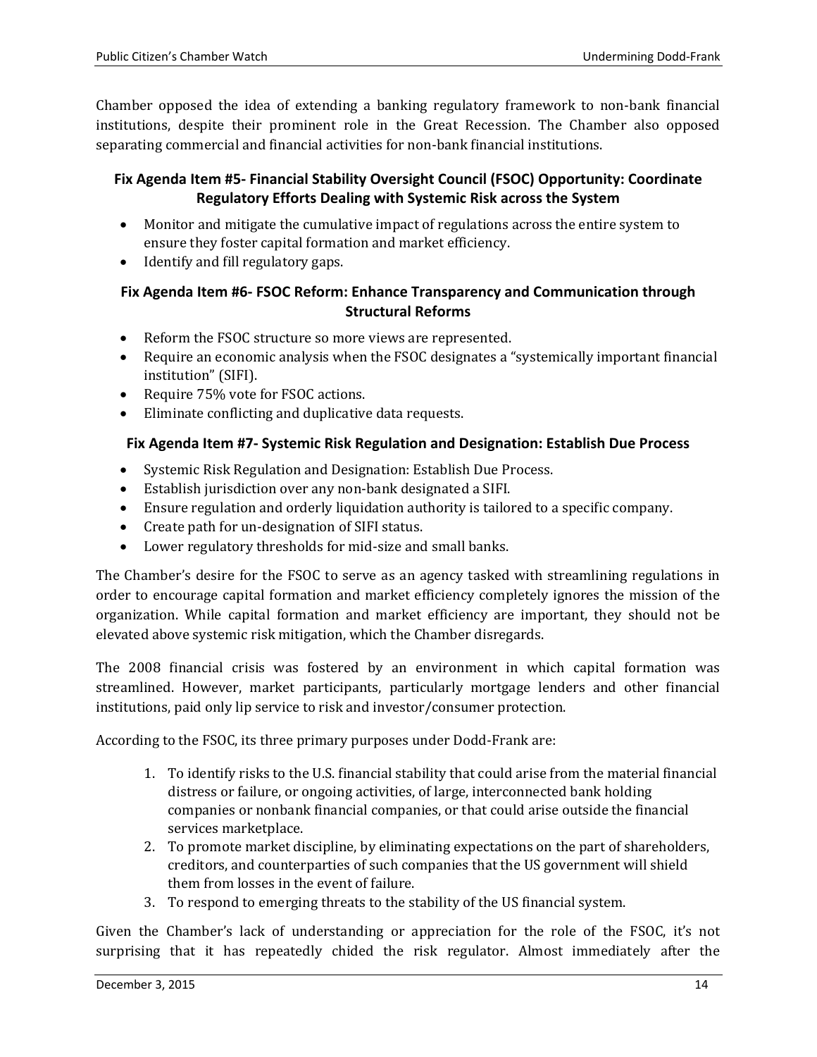Chamber opposed the idea of extending a banking regulatory framework to non-bank financial institutions, despite their prominent role in the Great Recession. The Chamber also opposed separating commercial and financial activities for non-bank financial institutions.

### Fix Agenda Item #5- Financial Stability Oversight Council (FSOC) Opportunity: Coordinate Regulatory Efforts Dealing with Systemic Risk across the System

- Monitor and mitigate the cumulative impact of regulations across the entire system to ensure they foster capital formation and market efficiency.
- Identify and fill regulatory gaps.

### Fix Agenda Item #6- FSOC Reform: Enhance Transparency and Communication through Structural Reforms

- Reform the FSOC structure so more views are represented.
- Require an economic analysis when the FSOC designates a "systemically important financial institution" (SIFI).
- Require 75% vote for FSOC actions.
- Eliminate conflicting and duplicative data requests.

### Fix Agenda Item #7- Systemic Risk Regulation and Designation: Establish Due Process

- Systemic Risk Regulation and Designation: Establish Due Process.
- Establish jurisdiction over any non-bank designated a SIFI.
- Ensure regulation and orderly liquidation authority is tailored to a specific company.
- Create path for un-designation of SIFI status.
- Lower regulatory thresholds for mid-size and small banks.

The Chamber's desire for the FSOC to serve as an agency tasked with streamlining regulations in order to encourage capital formation and market efficiency completely ignores the mission of the organization. While capital formation and market efficiency are important, they should not be elevated above systemic risk mitigation, which the Chamber disregards.

The 2008 financial crisis was fostered by an environment in which capital formation was streamlined. However, market participants, particularly mortgage lenders and other financial institutions, paid only lip service to risk and investor/consumer protection.

According to the FSOC, its three primary purposes under Dodd-Frank are:

1. To identify risks to the U.S. financial stability that could arise from the material financial distress or failure, or ongoing activities, of large, interconnected bank holding companies or nonbank financial companies, or that could arise outside the financial services marketplace.
2. To promote market discipline, by eliminating expectations on the part of shareholders, creditors, and counterparties of such companies that the US government will shield them from losses in the event of failure.
3. To respond to emerging threats to the stability of the US financial system.

Given the Chamber's lack of understanding or appreciation for the role of the FSOC, it's not surprising that it has repeatedly chided the risk regulator. Almost immediately after the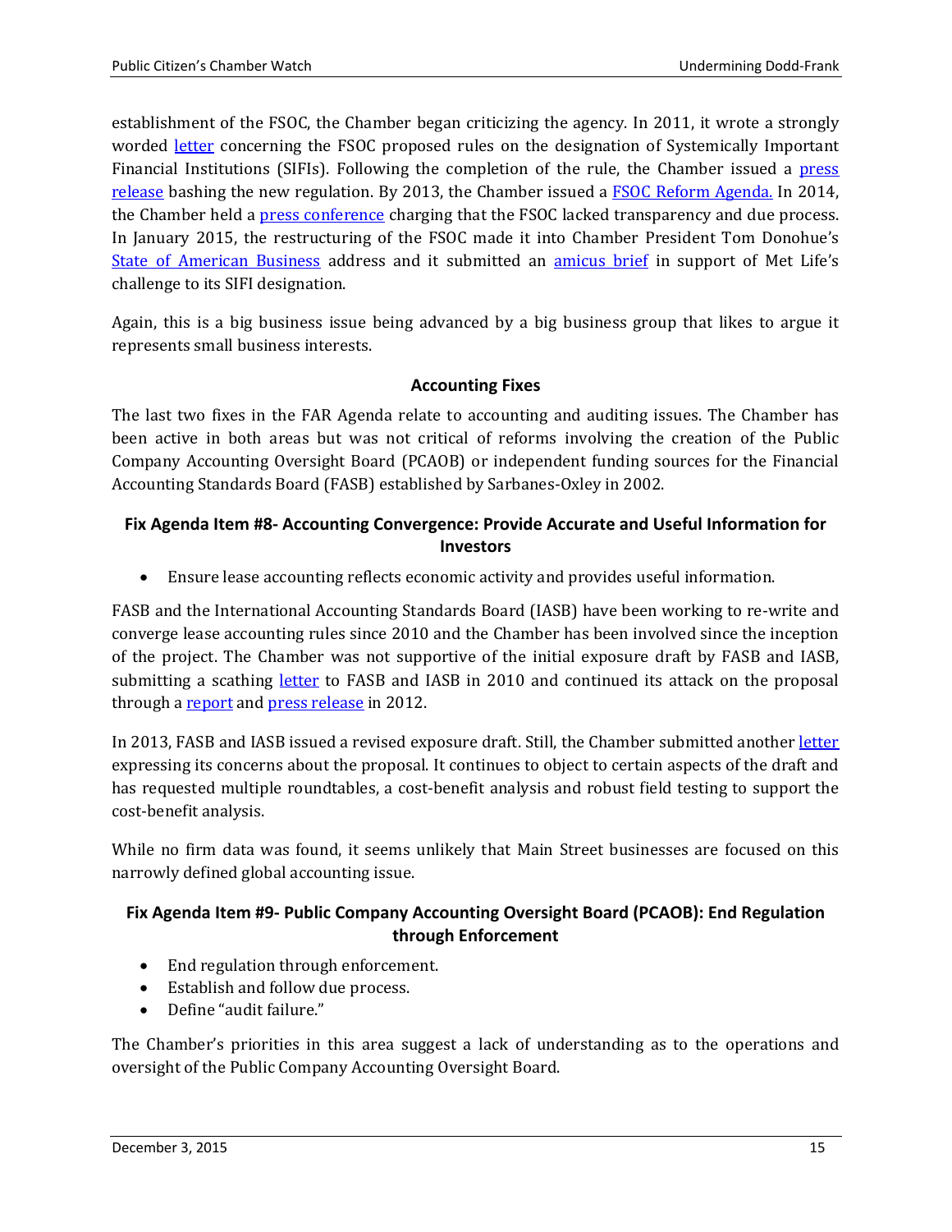establishment of the FSOC, the Chamber began criticizing the agency. In 2011, it wrote a strongly worded letter concerning the FSOC proposed rules on the designation of Systemically Important Financial Institutions (SIFIs). Following the completion of the rule, the Chamber issued a press release bashing the new regulation. By 2013, the Chamber issued a FSOC Reform Agenda. In 2014, the Chamber held a press conference charging that the FSOC lacked transparency and due process. In January 2015, the restructuring of the FSOC made it into Chamber President Tom Donohue's State of American Business address and it submitted an amicus brief in support of Met Life's challenge to its SIFI designation.

Again, this is a big business issue being advanced by a big business group that likes to argue it represents small business interests.

### Accounting Fixes

The last two fixes in the FAR Agenda relate to accounting and auditing issues. The Chamber has been active in both areas but was not critical of reforms involving the creation of the Public Company Accounting Oversight Board (PCAOB) or independent funding sources for the Financial Accounting Standards Board (FASB) established by Sarbanes-Oxley in 2002.

#### Fix Agenda Item #8- Accounting Convergence: Provide Accurate and Useful Information for Investors

- Ensure lease accounting reflects economic activity and provides useful information.

FASB and the International Accounting Standards Board (IASB) have been working to re-write and converge lease accounting rules since 2010 and the Chamber has been involved since the inception of the project. The Chamber was not supportive of the initial exposure draft by FASB and IASB, submitting a scathing letter to FASB and IASB in 2010 and continued its attack on the proposal through a report and press release in 2012.

In 2013, FASB and IASB issued a revised exposure draft. Still, the Chamber submitted another letter expressing its concerns about the proposal. It continues to object to certain aspects of the draft and has requested multiple roundtables, a cost-benefit analysis and robust field testing to support the cost-benefit analysis.

While no firm data was found, it seems unlikely that Main Street businesses are focused on this narrowly defined global accounting issue.

#### Fix Agenda Item #9- Public Company Accounting Oversight Board (PCAOB): End Regulation through Enforcement

- End regulation through enforcement.
- Establish and follow due process.
- Define "audit failure."

The Chamber's priorities in this area suggest a lack of understanding as to the operations and oversight of the Public Company Accounting Oversight Board.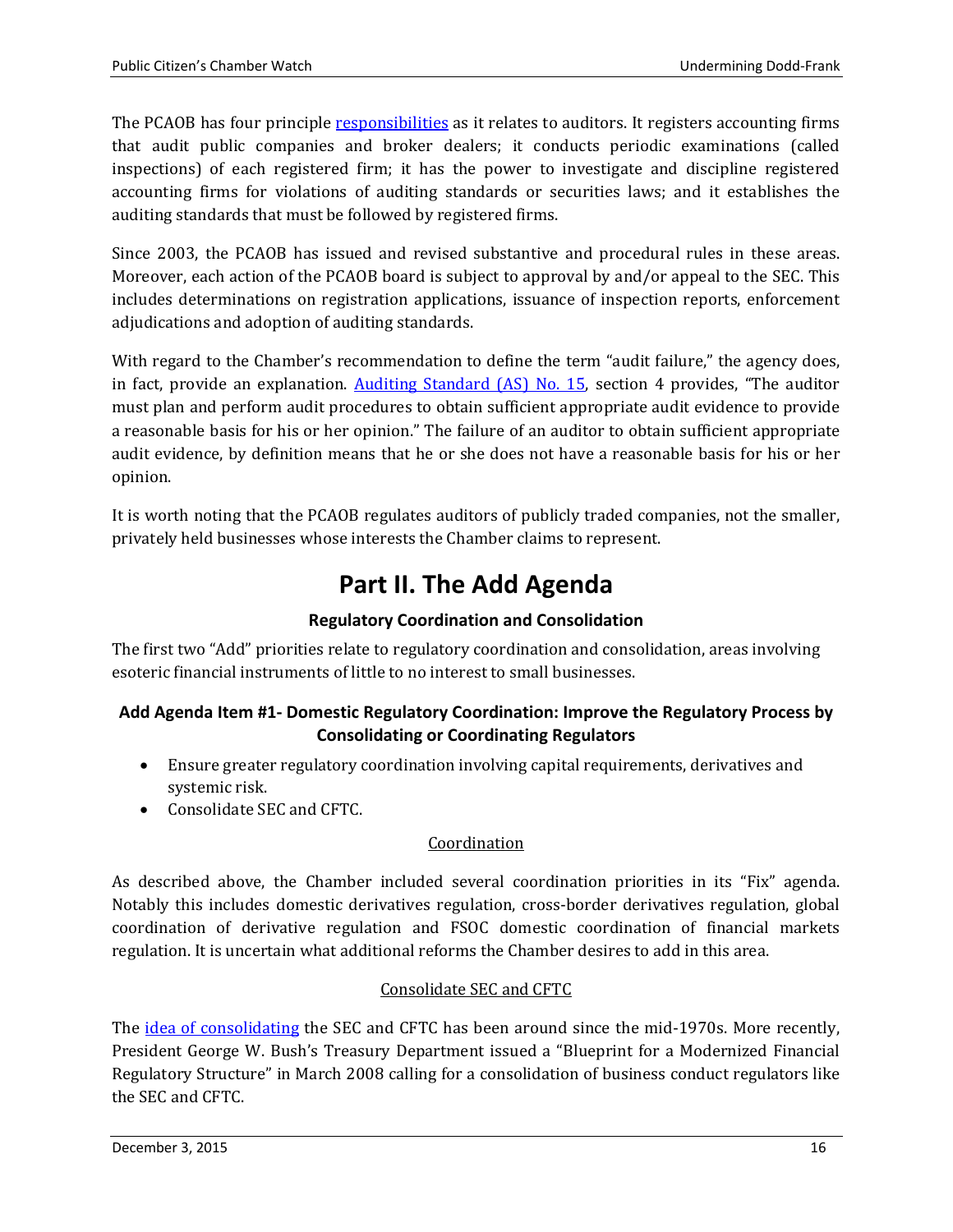The PCAOB has four principle responsibilities as it relates to auditors. It registers accounting firms that audit public companies and broker dealers; it conducts periodic examinations (called inspections) of each registered firm; it has the power to investigate and discipline registered accounting firms for violations of auditing standards or securities laws; and it establishes the auditing standards that must be followed by registered firms.

Since 2003, the PCAOB has issued and revised substantive and procedural rules in these areas. Moreover, each action of the PCAOB board is subject to approval by and/or appeal to the SEC. This includes determinations on registration applications, issuance of inspection reports, enforcement adjudications and adoption of auditing standards.

With regard to the Chamber's recommendation to define the term "audit failure," the agency does, in fact, provide an explanation. Auditing Standard (AS) No. 15, section 4 provides, "The auditor must plan and perform audit procedures to obtain sufficient appropriate audit evidence to provide a reasonable basis for his or her opinion." The failure of an auditor to obtain sufficient appropriate audit evidence, by definition means that he or she does not have a reasonable basis for his or her opinion.

It is worth noting that the PCAOB regulates auditors of publicly traded companies, not the smaller, privately held businesses whose interests the Chamber claims to represent.

# Part II. The Add Agenda

### Regulatory Coordination and Consolidation

The first two "Add" priorities relate to regulatory coordination and consolidation, areas involving esoteric financial instruments of little to no interest to small businesses.

### Add Agenda Item #1- Domestic Regulatory Coordination: Improve the Regulatory Process by Consolidating or Coordinating Regulators

- Ensure greater regulatory coordination involving capital requirements, derivatives and systemic risk.
- Consolidate SEC and CFTC.

#### Coordination

As described above, the Chamber included several coordination priorities in its "Fix" agenda. Notably this includes domestic derivatives regulation, cross-border derivatives regulation, global coordination of derivative regulation and FSOC domestic coordination of financial markets regulation. It is uncertain what additional reforms the Chamber desires to add in this area.

#### Consolidate SEC and CFTC

The idea of consolidating the SEC and CFTC has been around since the mid-1970s. More recently, President George W. Bush's Treasury Department issued a "Blueprint for a Modernized Financial Regulatory Structure" in March 2008 calling for a consolidation of business conduct regulators like the SEC and CFTC.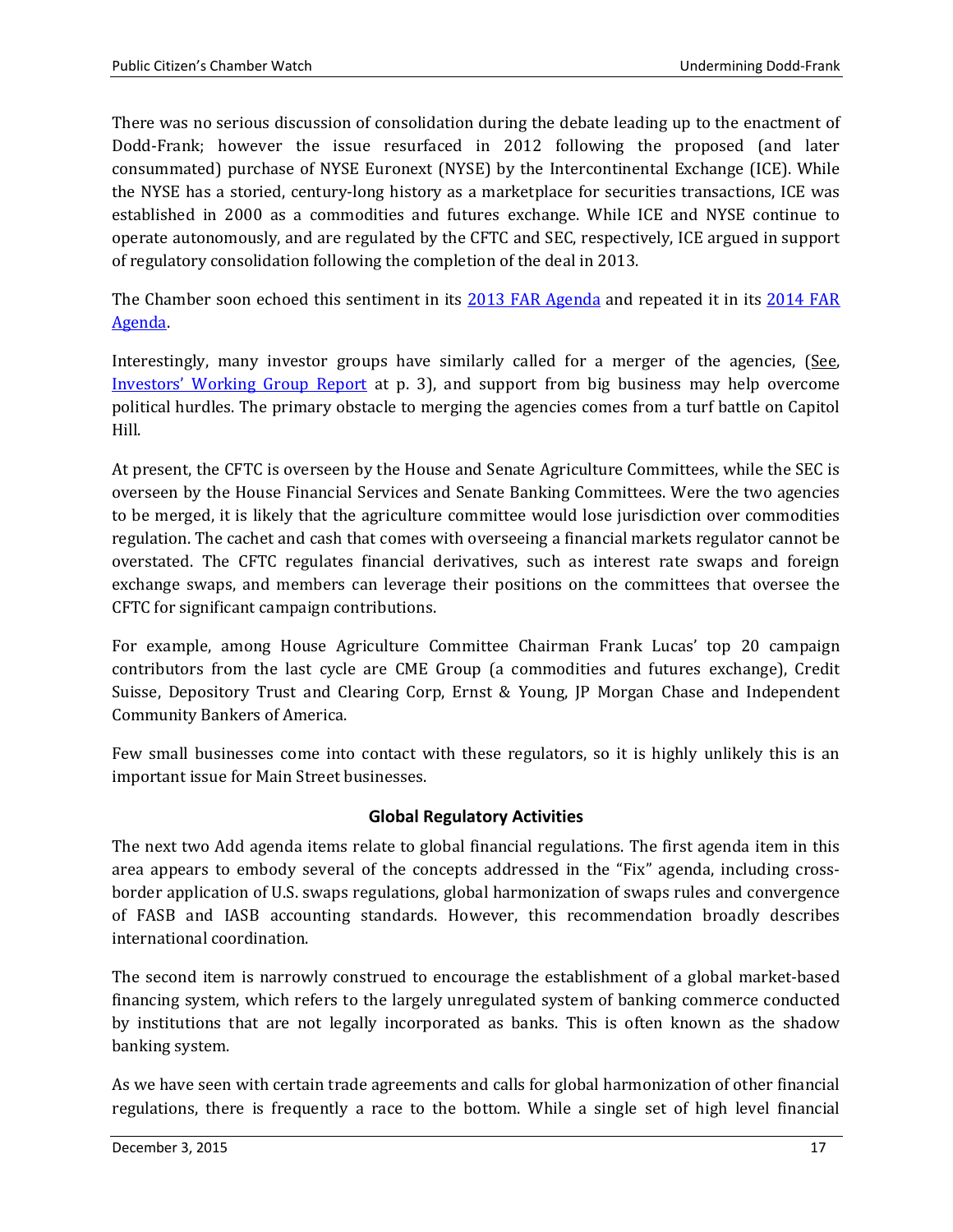There was no serious discussion of consolidation during the debate leading up to the enactment of Dodd-Frank; however the issue resurfaced in 2012 following the proposed (and later consummated) purchase of NYSE Euronext (NYSE) by the Intercontinental Exchange (ICE). While the NYSE has a storied, century-long history as a marketplace for securities transactions, ICE was established in 2000 as a commodities and futures exchange. While ICE and NYSE continue to operate autonomously, and are regulated by the CFTC and SEC, respectively, ICE argued in support of regulatory consolidation following the completion of the deal in 2013.

The Chamber soon echoed this sentiment in its 2013 FAR Agenda and repeated it in its 2014 FAR Agenda.

Interestingly, many investor groups have similarly called for a merger of the agencies, (See, Investors' Working Group Report at p. 3), and support from big business may help overcome political hurdles. The primary obstacle to merging the agencies comes from a turf battle on Capitol Hill.

At present, the CFTC is overseen by the House and Senate Agriculture Committees, while the SEC is overseen by the House Financial Services and Senate Banking Committees. Were the two agencies to be merged, it is likely that the agriculture committee would lose jurisdiction over commodities regulation. The cachet and cash that comes with overseeing a financial markets regulator cannot be overstated. The CFTC regulates financial derivatives, such as interest rate swaps and foreign exchange swaps, and members can leverage their positions on the committees that oversee the CFTC for significant campaign contributions.

For example, among House Agriculture Committee Chairman Frank Lucas' top 20 campaign contributors from the last cycle are CME Group (a commodities and futures exchange), Credit Suisse, Depository Trust and Clearing Corp, Ernst & Young, JP Morgan Chase and Independent Community Bankers of America.

Few small businesses come into contact with these regulators, so it is highly unlikely this is an important issue for Main Street businesses.

## Global Regulatory Activities

The next two Add agenda items relate to global financial regulations. The first agenda item in this area appears to embody several of the concepts addressed in the "Fix" agenda, including cross-border application of U.S. swaps regulations, global harmonization of swaps rules and convergence of FASB and IASB accounting standards. However, this recommendation broadly describes international coordination.

The second item is narrowly construed to encourage the establishment of a global market-based financing system, which refers to the largely unregulated system of banking commerce conducted by institutions that are not legally incorporated as banks. This is often known as the shadow banking system.

As we have seen with certain trade agreements and calls for global harmonization of other financial regulations, there is frequently a race to the bottom. While a single set of high level financial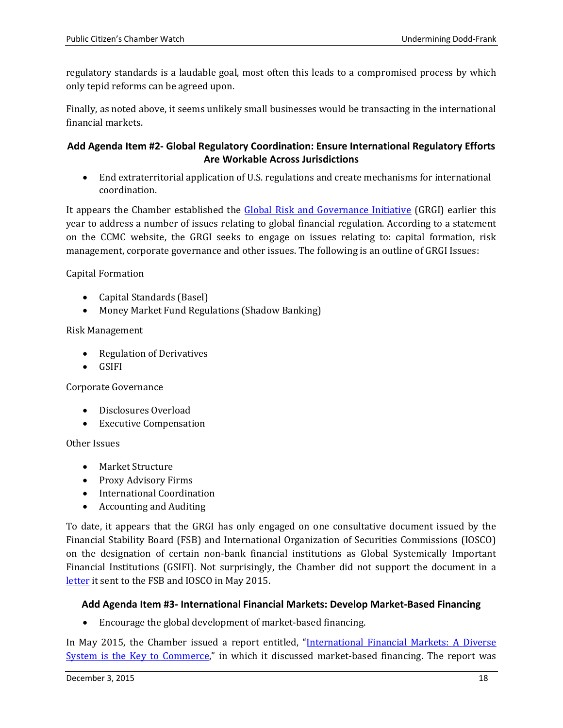regulatory standards is a laudable goal, most often this leads to a compromised process by which only tepid reforms can be agreed upon.

Finally, as noted above, it seems unlikely small businesses would be transacting in the international financial markets.

### Add Agenda Item #2- Global Regulatory Coordination: Ensure International Regulatory Efforts Are Workable Across Jurisdictions

- End extraterritorial application of U.S. regulations and create mechanisms for international coordination.

It appears the Chamber established the Global Risk and Governance Initiative (GRGI) earlier this year to address a number of issues relating to global financial regulation. According to a statement on the CCMC website, the GRGI seeks to engage on issues relating to: capital formation, risk management, corporate governance and other issues. The following is an outline of GRGI Issues:

Capital Formation

- Capital Standards (Basel)
- Money Market Fund Regulations (Shadow Banking)

Risk Management

- Regulation of Derivatives
- GSIFI

Corporate Governance

- Disclosures Overload
- Executive Compensation

Other Issues

- Market Structure
- Proxy Advisory Firms
- International Coordination
- Accounting and Auditing

To date, it appears that the GRGI has only engaged on one consultative document issued by the Financial Stability Board (FSB) and International Organization of Securities Commissions (IOSCO) on the designation of certain non-bank financial institutions as Global Systemically Important Financial Institutions (GSIFI). Not surprisingly, the Chamber did not support the document in a letter it sent to the FSB and IOSCO in May 2015.

### Add Agenda Item #3- International Financial Markets: Develop Market-Based Financing

- Encourage the global development of market-based financing.

In May 2015, the Chamber issued a report entitled, "International Financial Markets: A Diverse System is the Key to Commerce," in which it discussed market-based financing. The report was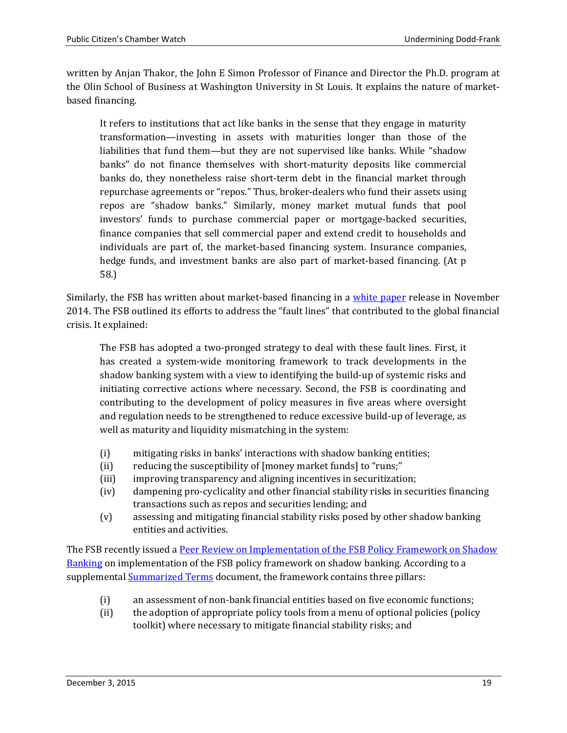written by Anjan Thakor, the John E Simon Professor of Finance and Director the Ph.D. program at the Olin School of Business at Washington University in St Louis. It explains the nature of market-based financing.

> It refers to institutions that act like banks in the sense that they engage in maturity transformation—investing in assets with maturities longer than those of the liabilities that fund them—but they are not supervised like banks. While "shadow banks" do not finance themselves with short-maturity deposits like commercial banks do, they nonetheless raise short-term debt in the financial market through repurchase agreements or "repos." Thus, broker-dealers who fund their assets using repos are "shadow banks." Similarly, money market mutual funds that pool investors' funds to purchase commercial paper or mortgage-backed securities, finance companies that sell commercial paper and extend credit to households and individuals are part of, the market-based financing system. Insurance companies, hedge funds, and investment banks are also part of market-based financing. (At p 58.)

Similarly, the FSB has written about market-based financing in a white paper release in November 2014. The FSB outlined its efforts to address the "fault lines" that contributed to the global financial crisis. It explained:

> The FSB has adopted a two-pronged strategy to deal with these fault lines. First, it has created a system-wide monitoring framework to track developments in the shadow banking system with a view to identifying the build-up of systemic risks and initiating corrective actions where necessary. Second, the FSB is coordinating and contributing to the development of policy measures in five areas where oversight and regulation needs to be strengthened to reduce excessive build-up of leverage, as well as maturity and liquidity mismatching in the system:
>
> (i) mitigating risks in banks' interactions with shadow banking entities;
> (ii) reducing the susceptibility of [money market funds] to "runs;"
> (iii) improving transparency and aligning incentives in securitization;
> (iv) dampening pro-cyclicality and other financial stability risks in securities financing transactions such as repos and securities lending; and
> (v) assessing and mitigating financial stability risks posed by other shadow banking entities and activities.

The FSB recently issued a Peer Review on Implementation of the FSB Policy Framework on Shadow Banking on implementation of the FSB policy framework on shadow banking. According to a supplemental Summarized Terms document, the framework contains three pillars:

> (i) an assessment of non-bank financial entities based on five economic functions;
> (ii) the adoption of appropriate policy tools from a menu of optional policies (policy toolkit) where necessary to mitigate financial stability risks; and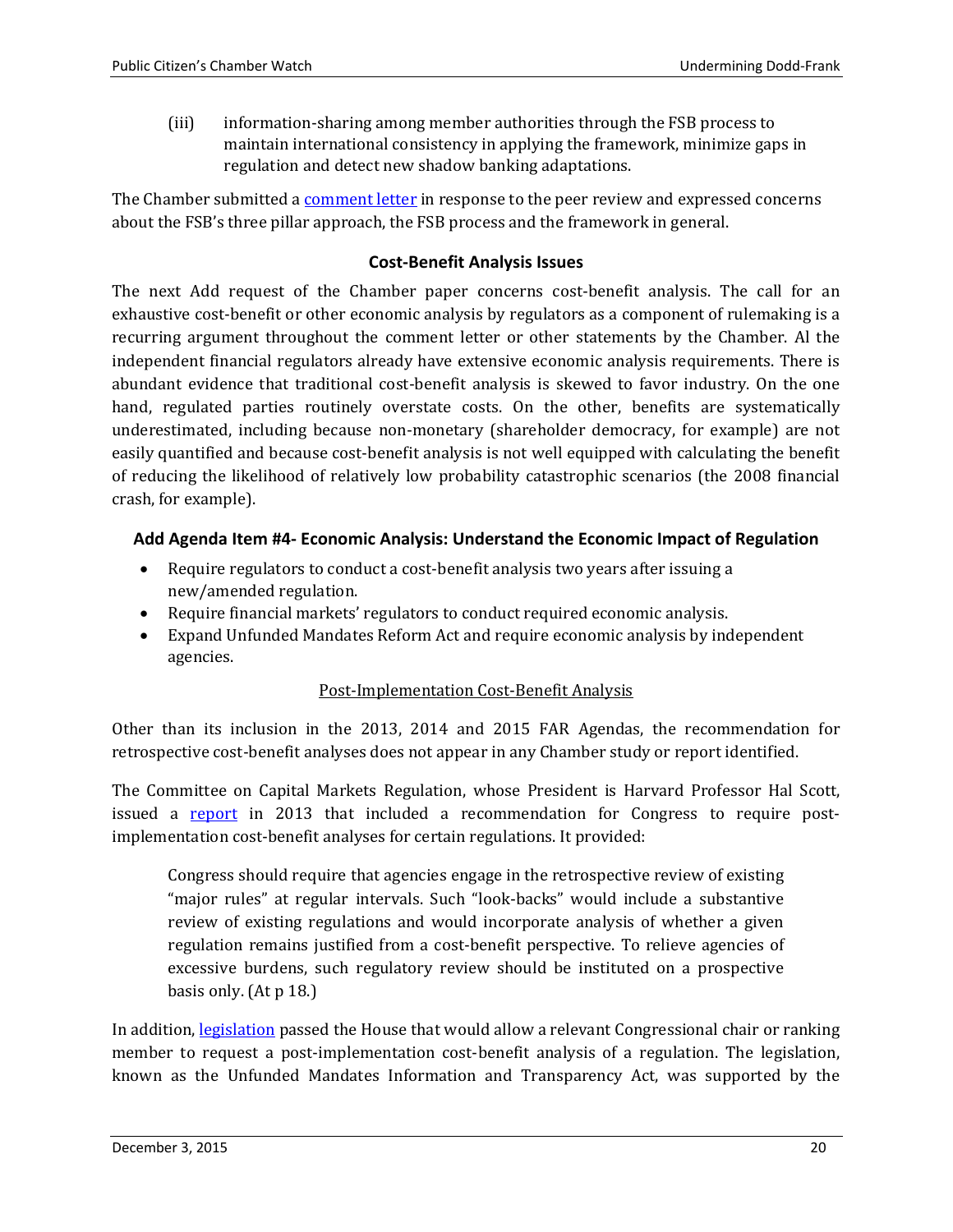(iii) information-sharing among member authorities through the FSB process to maintain international consistency in applying the framework, minimize gaps in regulation and detect new shadow banking adaptations.

The Chamber submitted a comment letter in response to the peer review and expressed concerns about the FSB's three pillar approach, the FSB process and the framework in general.

### Cost-Benefit Analysis Issues

The next Add request of the Chamber paper concerns cost-benefit analysis. The call for an exhaustive cost-benefit or other economic analysis by regulators as a component of rulemaking is a recurring argument throughout the comment letter or other statements by the Chamber. Al the independent financial regulators already have extensive economic analysis requirements. There is abundant evidence that traditional cost-benefit analysis is skewed to favor industry. On the one hand, regulated parties routinely overstate costs. On the other, benefits are systematically underestimated, including because non-monetary (shareholder democracy, for example) are not easily quantified and because cost-benefit analysis is not well equipped with calculating the benefit of reducing the likelihood of relatively low probability catastrophic scenarios (the 2008 financial crash, for example).

### Add Agenda Item #4- Economic Analysis: Understand the Economic Impact of Regulation

- Require regulators to conduct a cost-benefit analysis two years after issuing a new/amended regulation.
- Require financial markets' regulators to conduct required economic analysis.
- Expand Unfunded Mandates Reform Act and require economic analysis by independent agencies.

#### Post-Implementation Cost-Benefit Analysis

Other than its inclusion in the 2013, 2014 and 2015 FAR Agendas, the recommendation for retrospective cost-benefit analyses does not appear in any Chamber study or report identified.

The Committee on Capital Markets Regulation, whose President is Harvard Professor Hal Scott, issued a report in 2013 that included a recommendation for Congress to require post-implementation cost-benefit analyses for certain regulations. It provided:

> Congress should require that agencies engage in the retrospective review of existing "major rules" at regular intervals. Such "look-backs" would include a substantive review of existing regulations and would incorporate analysis of whether a given regulation remains justified from a cost-benefit perspective. To relieve agencies of excessive burdens, such regulatory review should be instituted on a prospective basis only. (At p 18.)

In addition, legislation passed the House that would allow a relevant Congressional chair or ranking member to request a post-implementation cost-benefit analysis of a regulation. The legislation, known as the Unfunded Mandates Information and Transparency Act, was supported by the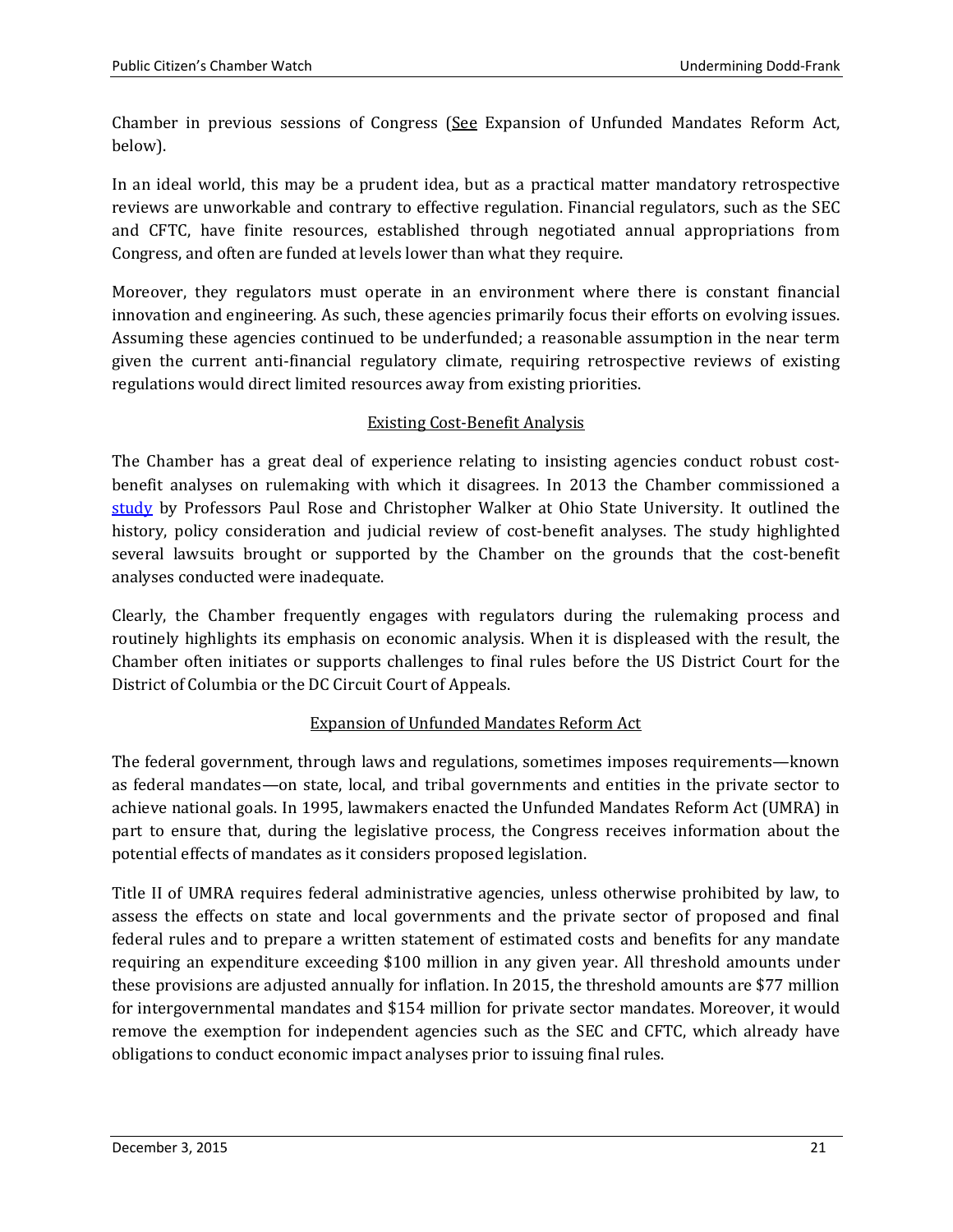Chamber in previous sessions of Congress (See Expansion of Unfunded Mandates Reform Act, below).

In an ideal world, this may be a prudent idea, but as a practical matter mandatory retrospective reviews are unworkable and contrary to effective regulation. Financial regulators, such as the SEC and CFTC, have finite resources, established through negotiated annual appropriations from Congress, and often are funded at levels lower than what they require.

Moreover, they regulators must operate in an environment where there is constant financial innovation and engineering. As such, these agencies primarily focus their efforts on evolving issues. Assuming these agencies continued to be underfunded; a reasonable assumption in the near term given the current anti-financial regulatory climate, requiring retrospective reviews of existing regulations would direct limited resources away from existing priorities.

## Existing Cost-Benefit Analysis

The Chamber has a great deal of experience relating to insisting agencies conduct robust cost-benefit analyses on rulemaking with which it disagrees. In 2013 the Chamber commissioned a study by Professors Paul Rose and Christopher Walker at Ohio State University. It outlined the history, policy consideration and judicial review of cost-benefit analyses. The study highlighted several lawsuits brought or supported by the Chamber on the grounds that the cost-benefit analyses conducted were inadequate.

Clearly, the Chamber frequently engages with regulators during the rulemaking process and routinely highlights its emphasis on economic analysis. When it is displeased with the result, the Chamber often initiates or supports challenges to final rules before the US District Court for the District of Columbia or the DC Circuit Court of Appeals.

## Expansion of Unfunded Mandates Reform Act

The federal government, through laws and regulations, sometimes imposes requirements—known as federal mandates—on state, local, and tribal governments and entities in the private sector to achieve national goals. In 1995, lawmakers enacted the Unfunded Mandates Reform Act (UMRA) in part to ensure that, during the legislative process, the Congress receives information about the potential effects of mandates as it considers proposed legislation.

Title II of UMRA requires federal administrative agencies, unless otherwise prohibited by law, to assess the effects on state and local governments and the private sector of proposed and final federal rules and to prepare a written statement of estimated costs and benefits for any mandate requiring an expenditure exceeding $100 million in any given year. All threshold amounts under these provisions are adjusted annually for inflation. In 2015, the threshold amounts are $77 million for intergovernmental mandates and $154 million for private sector mandates. Moreover, it would remove the exemption for independent agencies such as the SEC and CFTC, which already have obligations to conduct economic impact analyses prior to issuing final rules.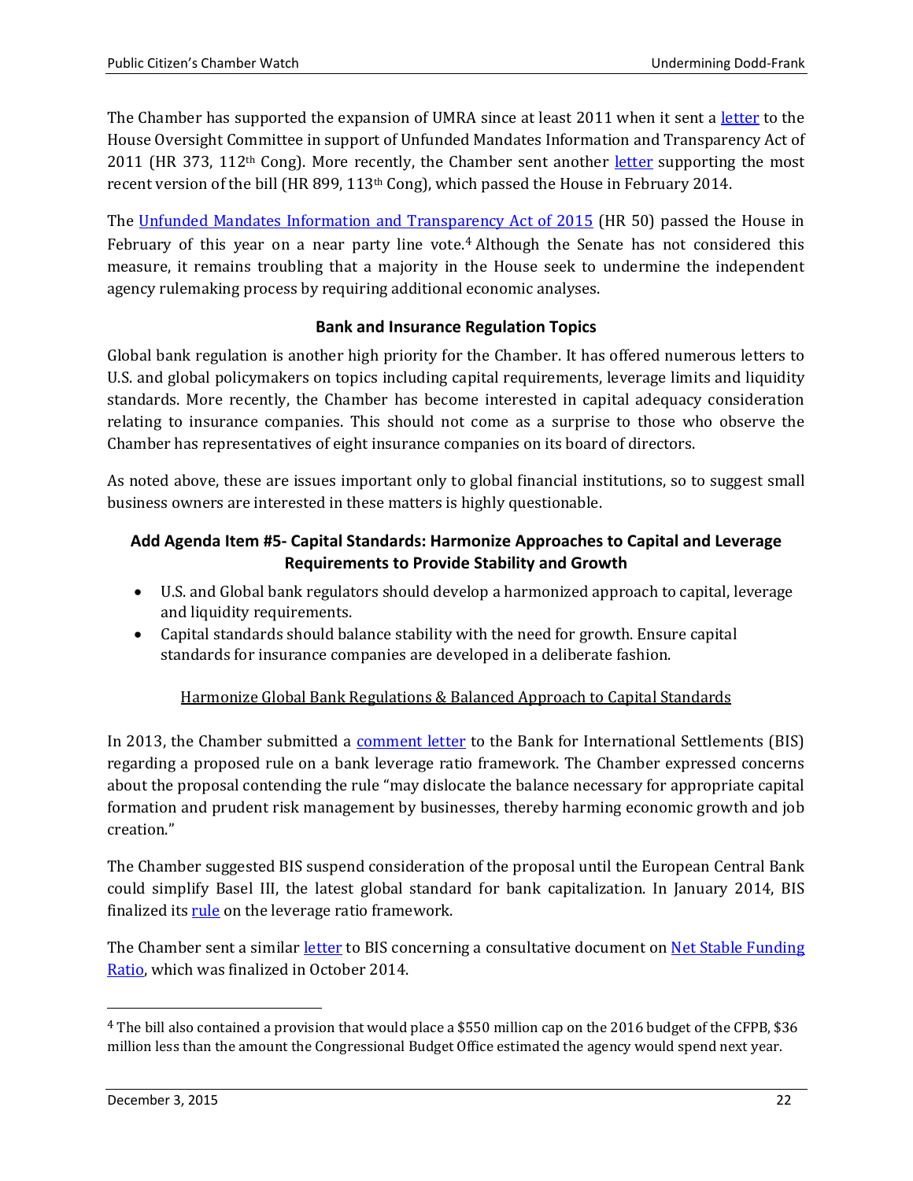The Chamber has supported the expansion of UMRA since at least 2011 when it sent a letter to the House Oversight Committee in support of Unfunded Mandates Information and Transparency Act of 2011 (HR 373, 112th Cong). More recently, the Chamber sent another letter supporting the most recent version of the bill (HR 899, 113th Cong), which passed the House in February 2014.

The Unfunded Mandates Information and Transparency Act of 2015 (HR 50) passed the House in February of this year on a near party line vote.[4] Although the Senate has not considered this measure, it remains troubling that a majority in the House seek to undermine the independent agency rulemaking process by requiring additional economic analyses.

### Bank and Insurance Regulation Topics

Global bank regulation is another high priority for the Chamber. It has offered numerous letters to U.S. and global policymakers on topics including capital requirements, leverage limits and liquidity standards. More recently, the Chamber has become interested in capital adequacy consideration relating to insurance companies. This should not come as a surprise to those who observe the Chamber has representatives of eight insurance companies on its board of directors.

As noted above, these are issues important only to global financial institutions, so to suggest small business owners are interested in these matters is highly questionable.

### Add Agenda Item #5- Capital Standards: Harmonize Approaches to Capital and Leverage Requirements to Provide Stability and Growth

- U.S. and Global bank regulators should develop a harmonized approach to capital, leverage and liquidity requirements.
- Capital standards should balance stability with the need for growth. Ensure capital standards for insurance companies are developed in a deliberate fashion.

#### Harmonize Global Bank Regulations & Balanced Approach to Capital Standards

In 2013, the Chamber submitted a comment letter to the Bank for International Settlements (BIS) regarding a proposed rule on a bank leverage ratio framework. The Chamber expressed concerns about the proposal contending the rule "may dislocate the balance necessary for appropriate capital formation and prudent risk management by businesses, thereby harming economic growth and job creation."

The Chamber suggested BIS suspend consideration of the proposal until the European Central Bank could simplify Basel III, the latest global standard for bank capitalization. In January 2014, BIS finalized its rule on the leverage ratio framework.

The Chamber sent a similar letter to BIS concerning a consultative document on Net Stable Funding Ratio, which was finalized in October 2014.

[4] The bill also contained a provision that would place a $550 million cap on the 2016 budget of the CFPB, $36 million less than the amount the Congressional Budget Office estimated the agency would spend next year.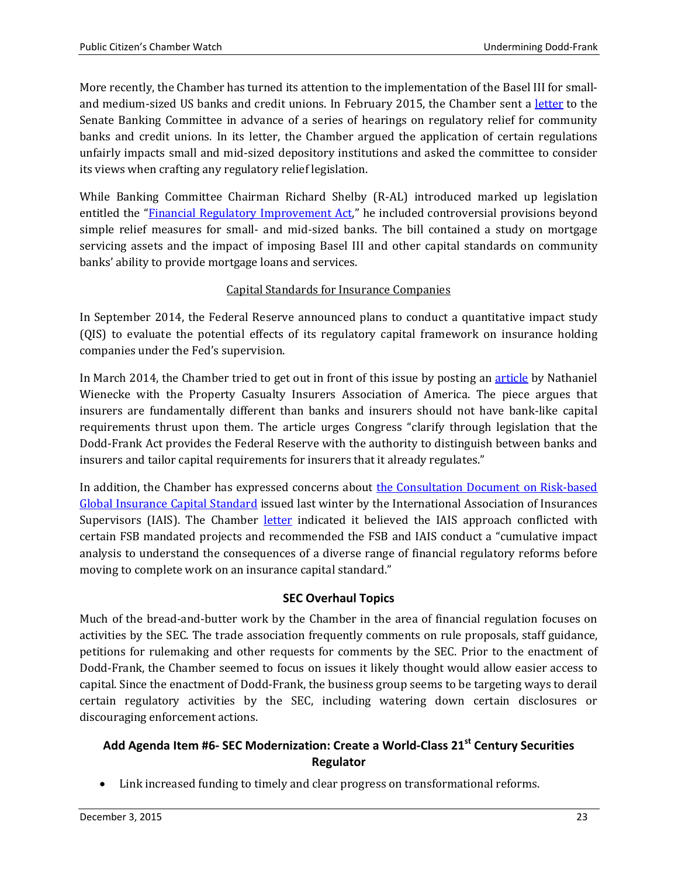More recently, the Chamber has turned its attention to the implementation of the Basel III for small- and medium-sized US banks and credit unions. In February 2015, the Chamber sent a letter to the Senate Banking Committee in advance of a series of hearings on regulatory relief for community banks and credit unions. In its letter, the Chamber argued the application of certain regulations unfairly impacts small and mid-sized depository institutions and asked the committee to consider its views when crafting any regulatory relief legislation.

While Banking Committee Chairman Richard Shelby (R-AL) introduced marked up legislation entitled the "Financial Regulatory Improvement Act," he included controversial provisions beyond simple relief measures for small- and mid-sized banks. The bill contained a study on mortgage servicing assets and the impact of imposing Basel III and other capital standards on community banks' ability to provide mortgage loans and services.

### Capital Standards for Insurance Companies

In September 2014, the Federal Reserve announced plans to conduct a quantitative impact study (QIS) to evaluate the potential effects of its regulatory capital framework on insurance holding companies under the Fed's supervision.

In March 2014, the Chamber tried to get out in front of this issue by posting an article by Nathaniel Wienecke with the Property Casualty Insurers Association of America. The piece argues that insurers are fundamentally different than banks and insurers should not have bank-like capital requirements thrust upon them. The article urges Congress "clarify through legislation that the Dodd-Frank Act provides the Federal Reserve with the authority to distinguish between banks and insurers and tailor capital requirements for insurers that it already regulates."

In addition, the Chamber has expressed concerns about the Consultation Document on Risk-based Global Insurance Capital Standard issued last winter by the International Association of Insurances Supervisors (IAIS). The Chamber letter indicated it believed the IAIS approach conflicted with certain FSB mandated projects and recommended the FSB and IAIS conduct a "cumulative impact analysis to understand the consequences of a diverse range of financial regulatory reforms before moving to complete work on an insurance capital standard."

## SEC Overhaul Topics

Much of the bread-and-butter work by the Chamber in the area of financial regulation focuses on activities by the SEC. The trade association frequently comments on rule proposals, staff guidance, petitions for rulemaking and other requests for comments by the SEC. Prior to the enactment of Dodd-Frank, the Chamber seemed to focus on issues it likely thought would allow easier access to capital. Since the enactment of Dodd-Frank, the business group seems to be targeting ways to derail certain regulatory activities by the SEC, including watering down certain disclosures or discouraging enforcement actions.

### Add Agenda Item #6- SEC Modernization: Create a World-Class 21st Century Securities Regulator

- Link increased funding to timely and clear progress on transformational reforms.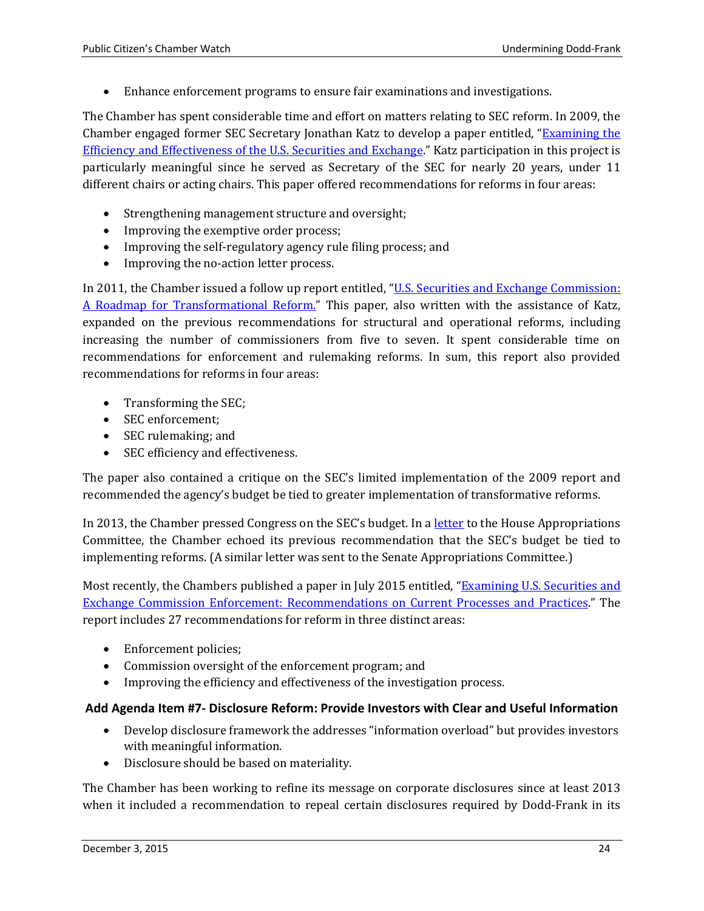- Enhance enforcement programs to ensure fair examinations and investigations.

The Chamber has spent considerable time and effort on matters relating to SEC reform. In 2009, the Chamber engaged former SEC Secretary Jonathan Katz to develop a paper entitled, "Examining the Efficiency and Effectiveness of the U.S. Securities and Exchange." Katz participation in this project is particularly meaningful since he served as Secretary of the SEC for nearly 20 years, under 11 different chairs or acting chairs. This paper offered recommendations for reforms in four areas:

- Strengthening management structure and oversight;
- Improving the exemptive order process;
- Improving the self-regulatory agency rule filing process; and
- Improving the no-action letter process.

In 2011, the Chamber issued a follow up report entitled, "U.S. Securities and Exchange Commission: A Roadmap for Transformational Reform." This paper, also written with the assistance of Katz, expanded on the previous recommendations for structural and operational reforms, including increasing the number of commissioners from five to seven. It spent considerable time on recommendations for enforcement and rulemaking reforms. In sum, this report also provided recommendations for reforms in four areas:

- Transforming the SEC;
- SEC enforcement;
- SEC rulemaking; and
- SEC efficiency and effectiveness.

The paper also contained a critique on the SEC's limited implementation of the 2009 report and recommended the agency's budget be tied to greater implementation of transformative reforms.

In 2013, the Chamber pressed Congress on the SEC's budget. In a letter to the House Appropriations Committee, the Chamber echoed its previous recommendation that the SEC's budget be tied to implementing reforms. (A similar letter was sent to the Senate Appropriations Committee.)

Most recently, the Chambers published a paper in July 2015 entitled, "Examining U.S. Securities and Exchange Commission Enforcement: Recommendations on Current Processes and Practices." The report includes 27 recommendations for reform in three distinct areas:

- Enforcement policies;
- Commission oversight of the enforcement program; and
- Improving the efficiency and effectiveness of the investigation process.

### Add Agenda Item #7- Disclosure Reform: Provide Investors with Clear and Useful Information

- Develop disclosure framework the addresses "information overload" but provides investors with meaningful information.
- Disclosure should be based on materiality.

The Chamber has been working to refine its message on corporate disclosures since at least 2013 when it included a recommendation to repeal certain disclosures required by Dodd-Frank in its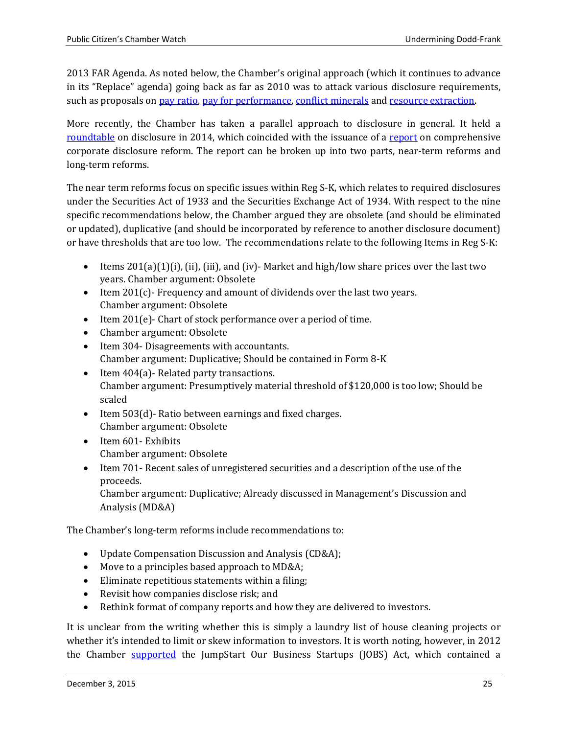2013 FAR Agenda. As noted below, the Chamber's original approach (which it continues to advance in its "Replace" agenda) going back as far as 2010 was to attack various disclosure requirements, such as proposals on pay ratio, pay for performance, conflict minerals and resource extraction.

More recently, the Chamber has taken a parallel approach to disclosure in general. It held a roundtable on disclosure in 2014, which coincided with the issuance of a report on comprehensive corporate disclosure reform. The report can be broken up into two parts, near-term reforms and long-term reforms.

The near term reforms focus on specific issues within Reg S-K, which relates to required disclosures under the Securities Act of 1933 and the Securities Exchange Act of 1934. With respect to the nine specific recommendations below, the Chamber argued they are obsolete (and should be eliminated or updated), duplicative (and should be incorporated by reference to another disclosure document) or have thresholds that are too low. The recommendations relate to the following Items in Reg S-K:

- Items 201(a)(1)(i), (ii), (iii), and (iv)- Market and high/low share prices over the last two years. Chamber argument: Obsolete
- Item 201(c)- Frequency and amount of dividends over the last two years.
  Chamber argument: Obsolete
- Item 201(e)- Chart of stock performance over a period of time.
- Chamber argument: Obsolete
- Item 304- Disagreements with accountants.
  Chamber argument: Duplicative; Should be contained in Form 8-K
- Item 404(a)- Related party transactions.
  Chamber argument: Presumptively material threshold of $120,000 is too low; Should be scaled
- Item 503(d)- Ratio between earnings and fixed charges.
  Chamber argument: Obsolete
- Item 601- Exhibits
  Chamber argument: Obsolete
- Item 701- Recent sales of unregistered securities and a description of the use of the proceeds.
  Chamber argument: Duplicative; Already discussed in Management's Discussion and Analysis (MD&A)

The Chamber's long-term reforms include recommendations to:

- Update Compensation Discussion and Analysis (CD&A);
- Move to a principles based approach to MD&A;
- Eliminate repetitious statements within a filing;
- Revisit how companies disclose risk; and
- Rethink format of company reports and how they are delivered to investors.

It is unclear from the writing whether this is simply a laundry list of house cleaning projects or whether it's intended to limit or skew information to investors. It is worth noting, however, in 2012 the Chamber supported the JumpStart Our Business Startups (JOBS) Act, which contained a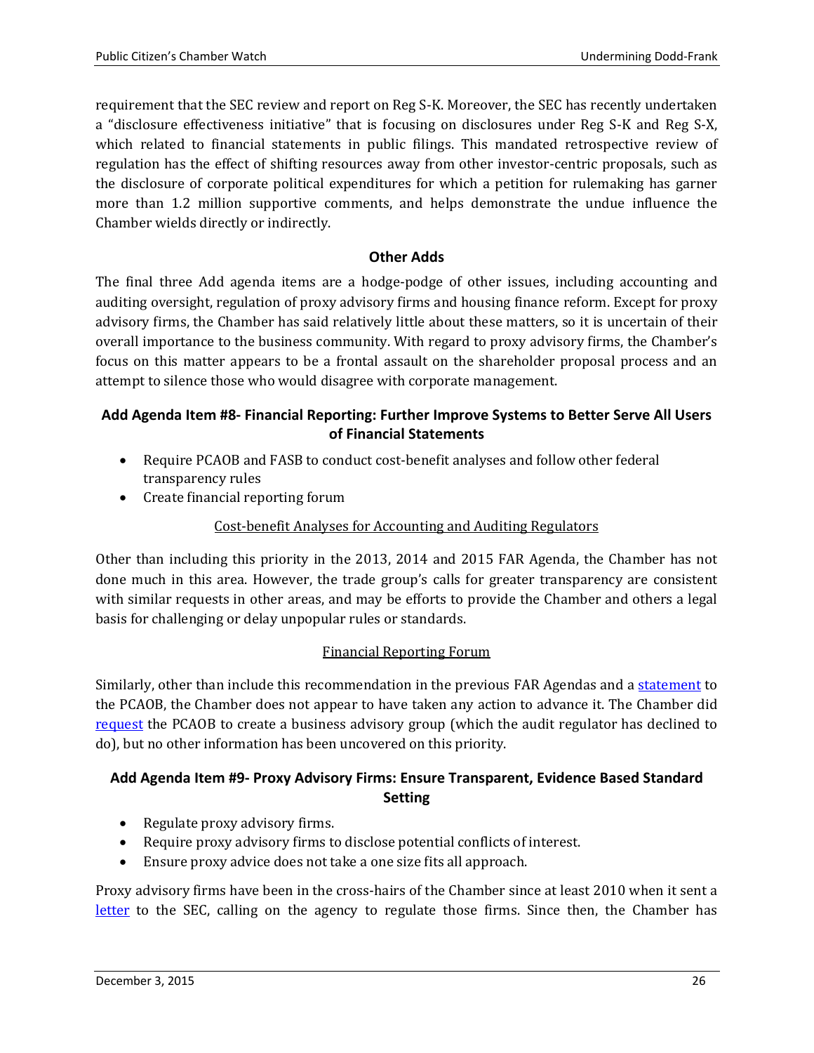requirement that the SEC review and report on Reg S-K. Moreover, the SEC has recently undertaken a "disclosure effectiveness initiative" that is focusing on disclosures under Reg S-K and Reg S-X, which related to financial statements in public filings. This mandated retrospective review of regulation has the effect of shifting resources away from other investor-centric proposals, such as the disclosure of corporate political expenditures for which a petition for rulemaking has garner more than 1.2 million supportive comments, and helps demonstrate the undue influence the Chamber wields directly or indirectly.

### Other Adds

The final three Add agenda items are a hodge-podge of other issues, including accounting and auditing oversight, regulation of proxy advisory firms and housing finance reform. Except for proxy advisory firms, the Chamber has said relatively little about these matters, so it is uncertain of their overall importance to the business community. With regard to proxy advisory firms, the Chamber's focus on this matter appears to be a frontal assault on the shareholder proposal process and an attempt to silence those who would disagree with corporate management.

### Add Agenda Item #8- Financial Reporting: Further Improve Systems to Better Serve All Users of Financial Statements

- Require PCAOB and FASB to conduct cost-benefit analyses and follow other federal transparency rules
- Create financial reporting forum

Cost-benefit Analyses for Accounting and Auditing Regulators

Other than including this priority in the 2013, 2014 and 2015 FAR Agenda, the Chamber has not done much in this area. However, the trade group's calls for greater transparency are consistent with similar requests in other areas, and may be efforts to provide the Chamber and others a legal basis for challenging or delay unpopular rules or standards.

Financial Reporting Forum

Similarly, other than include this recommendation in the previous FAR Agendas and a statement to the PCAOB, the Chamber does not appear to have taken any action to advance it. The Chamber did request the PCAOB to create a business advisory group (which the audit regulator has declined to do), but no other information has been uncovered on this priority.

### Add Agenda Item #9- Proxy Advisory Firms: Ensure Transparent, Evidence Based Standard Setting

- Regulate proxy advisory firms.
- Require proxy advisory firms to disclose potential conflicts of interest.
- Ensure proxy advice does not take a one size fits all approach.

Proxy advisory firms have been in the cross-hairs of the Chamber since at least 2010 when it sent a letter to the SEC, calling on the agency to regulate those firms. Since then, the Chamber has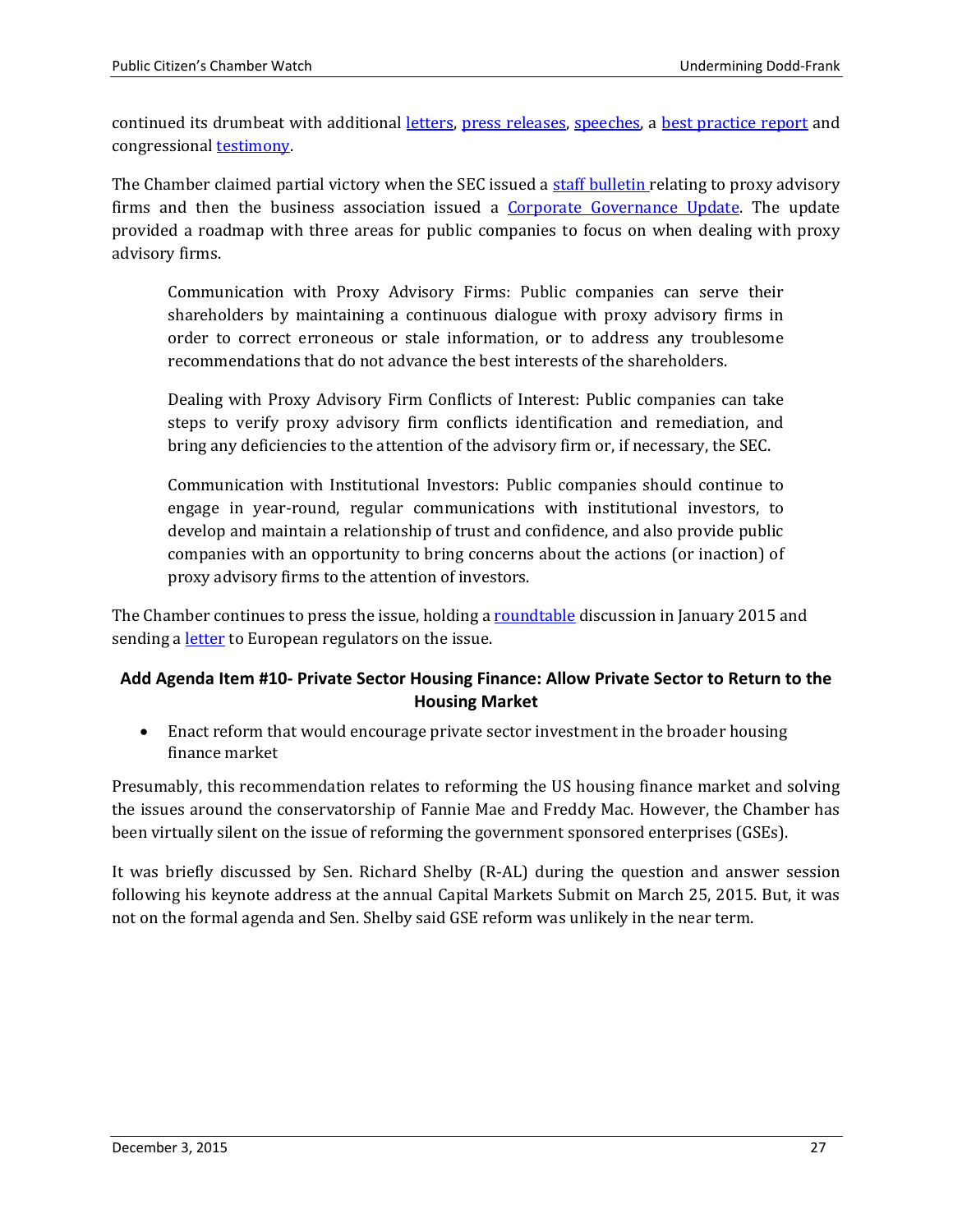continued its drumbeat with additional letters, press releases, speeches, a best practice report and congressional testimony.

The Chamber claimed partial victory when the SEC issued a staff bulletin relating to proxy advisory firms and then the business association issued a Corporate Governance Update. The update provided a roadmap with three areas for public companies to focus on when dealing with proxy advisory firms.

> Communication with Proxy Advisory Firms: Public companies can serve their shareholders by maintaining a continuous dialogue with proxy advisory firms in order to correct erroneous or stale information, or to address any troublesome recommendations that do not advance the best interests of the shareholders.
>
> Dealing with Proxy Advisory Firm Conflicts of Interest: Public companies can take steps to verify proxy advisory firm conflicts identification and remediation, and bring any deficiencies to the attention of the advisory firm or, if necessary, the SEC.
>
> Communication with Institutional Investors: Public companies should continue to engage in year-round, regular communications with institutional investors, to develop and maintain a relationship of trust and confidence, and also provide public companies with an opportunity to bring concerns about the actions (or inaction) of proxy advisory firms to the attention of investors.

The Chamber continues to press the issue, holding a roundtable discussion in January 2015 and sending a letter to European regulators on the issue.

### Add Agenda Item #10- Private Sector Housing Finance: Allow Private Sector to Return to the Housing Market

- Enact reform that would encourage private sector investment in the broader housing finance market

Presumably, this recommendation relates to reforming the US housing finance market and solving the issues around the conservatorship of Fannie Mae and Freddy Mac. However, the Chamber has been virtually silent on the issue of reforming the government sponsored enterprises (GSEs).

It was briefly discussed by Sen. Richard Shelby (R-AL) during the question and answer session following his keynote address at the annual Capital Markets Submit on March 25, 2015. But, it was not on the formal agenda and Sen. Shelby said GSE reform was unlikely in the near term.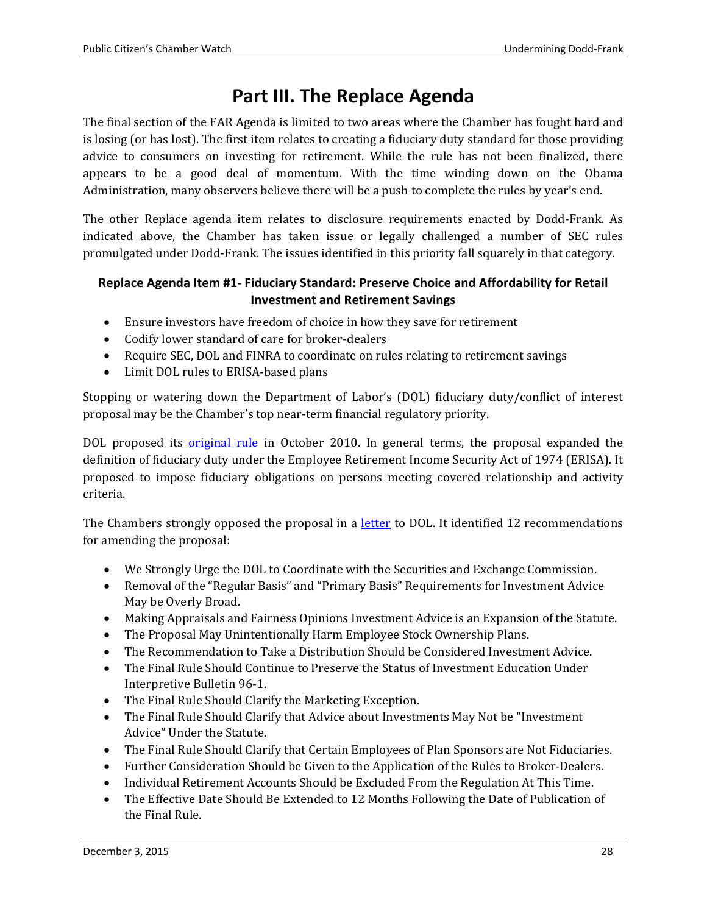# Part III. The Replace Agenda

The final section of the FAR Agenda is limited to two areas where the Chamber has fought hard and is losing (or has lost). The first item relates to creating a fiduciary duty standard for those providing advice to consumers on investing for retirement. While the rule has not been finalized, there appears to be a good deal of momentum. With the time winding down on the Obama Administration, many observers believe there will be a push to complete the rules by year's end.

The other Replace agenda item relates to disclosure requirements enacted by Dodd-Frank. As indicated above, the Chamber has taken issue or legally challenged a number of SEC rules promulgated under Dodd-Frank. The issues identified in this priority fall squarely in that category.

### Replace Agenda Item #1- Fiduciary Standard: Preserve Choice and Affordability for Retail Investment and Retirement Savings

- Ensure investors have freedom of choice in how they save for retirement
- Codify lower standard of care for broker-dealers
- Require SEC, DOL and FINRA to coordinate on rules relating to retirement savings
- Limit DOL rules to ERISA-based plans

Stopping or watering down the Department of Labor's (DOL) fiduciary duty/conflict of interest proposal may be the Chamber's top near-term financial regulatory priority.

DOL proposed its original rule in October 2010. In general terms, the proposal expanded the definition of fiduciary duty under the Employee Retirement Income Security Act of 1974 (ERISA). It proposed to impose fiduciary obligations on persons meeting covered relationship and activity criteria.

The Chambers strongly opposed the proposal in a letter to DOL. It identified 12 recommendations for amending the proposal:

- We Strongly Urge the DOL to Coordinate with the Securities and Exchange Commission.
- Removal of the "Regular Basis" and "Primary Basis" Requirements for Investment Advice May be Overly Broad.
- Making Appraisals and Fairness Opinions Investment Advice is an Expansion of the Statute.
- The Proposal May Unintentionally Harm Employee Stock Ownership Plans.
- The Recommendation to Take a Distribution Should be Considered Investment Advice.
- The Final Rule Should Continue to Preserve the Status of Investment Education Under Interpretive Bulletin 96-1.
- The Final Rule Should Clarify the Marketing Exception.
- The Final Rule Should Clarify that Advice about Investments May Not be "Investment Advice" Under the Statute.
- The Final Rule Should Clarify that Certain Employees of Plan Sponsors are Not Fiduciaries.
- Further Consideration Should be Given to the Application of the Rules to Broker-Dealers.
- Individual Retirement Accounts Should be Excluded From the Regulation At This Time.
- The Effective Date Should Be Extended to 12 Months Following the Date of Publication of the Final Rule.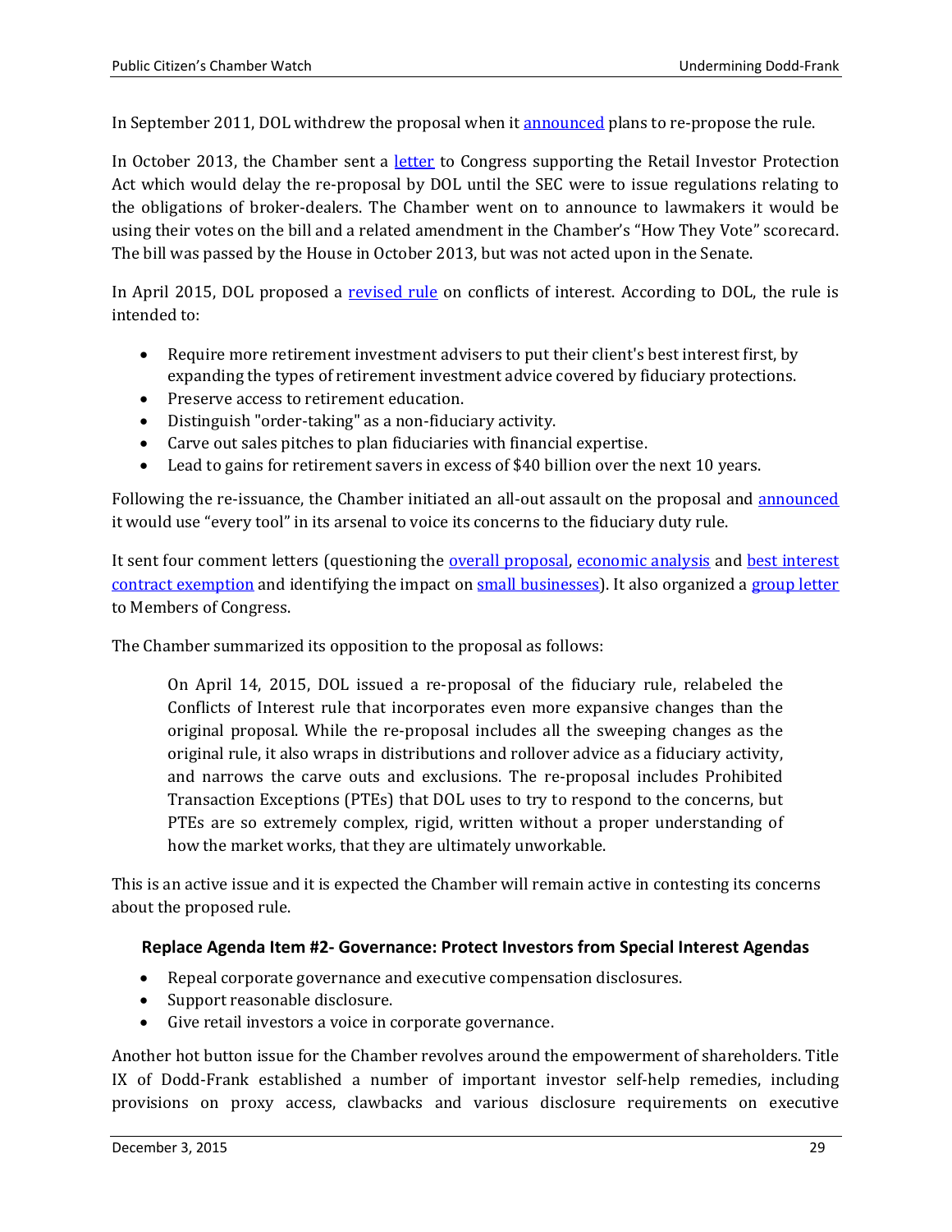In September 2011, DOL withdrew the proposal when it announced plans to re-propose the rule.

In October 2013, the Chamber sent a letter to Congress supporting the Retail Investor Protection Act which would delay the re-proposal by DOL until the SEC were to issue regulations relating to the obligations of broker-dealers. The Chamber went on to announce to lawmakers it would be using their votes on the bill and a related amendment in the Chamber's "How They Vote" scorecard. The bill was passed by the House in October 2013, but was not acted upon in the Senate.

In April 2015, DOL proposed a revised rule on conflicts of interest. According to DOL, the rule is intended to:

- Require more retirement investment advisers to put their client's best interest first, by expanding the types of retirement investment advice covered by fiduciary protections.
- Preserve access to retirement education.
- Distinguish "order-taking" as a non-fiduciary activity.
- Carve out sales pitches to plan fiduciaries with financial expertise.
- Lead to gains for retirement savers in excess of $40 billion over the next 10 years.

Following the re-issuance, the Chamber initiated an all-out assault on the proposal and announced it would use "every tool" in its arsenal to voice its concerns to the fiduciary duty rule.

It sent four comment letters (questioning the overall proposal, economic analysis and best interest contract exemption and identifying the impact on small businesses). It also organized a group letter to Members of Congress.

The Chamber summarized its opposition to the proposal as follows:

> On April 14, 2015, DOL issued a re-proposal of the fiduciary rule, relabeled the Conflicts of Interest rule that incorporates even more expansive changes than the original proposal. While the re-proposal includes all the sweeping changes as the original rule, it also wraps in distributions and rollover advice as a fiduciary activity, and narrows the carve outs and exclusions. The re-proposal includes Prohibited Transaction Exceptions (PTEs) that DOL uses to try to respond to the concerns, but PTEs are so extremely complex, rigid, written without a proper understanding of how the market works, that they are ultimately unworkable.

This is an active issue and it is expected the Chamber will remain active in contesting its concerns about the proposed rule.

### Replace Agenda Item #2- Governance: Protect Investors from Special Interest Agendas

- Repeal corporate governance and executive compensation disclosures.
- Support reasonable disclosure.
- Give retail investors a voice in corporate governance.

Another hot button issue for the Chamber revolves around the empowerment of shareholders. Title IX of Dodd-Frank established a number of important investor self-help remedies, including provisions on proxy access, clawbacks and various disclosure requirements on executive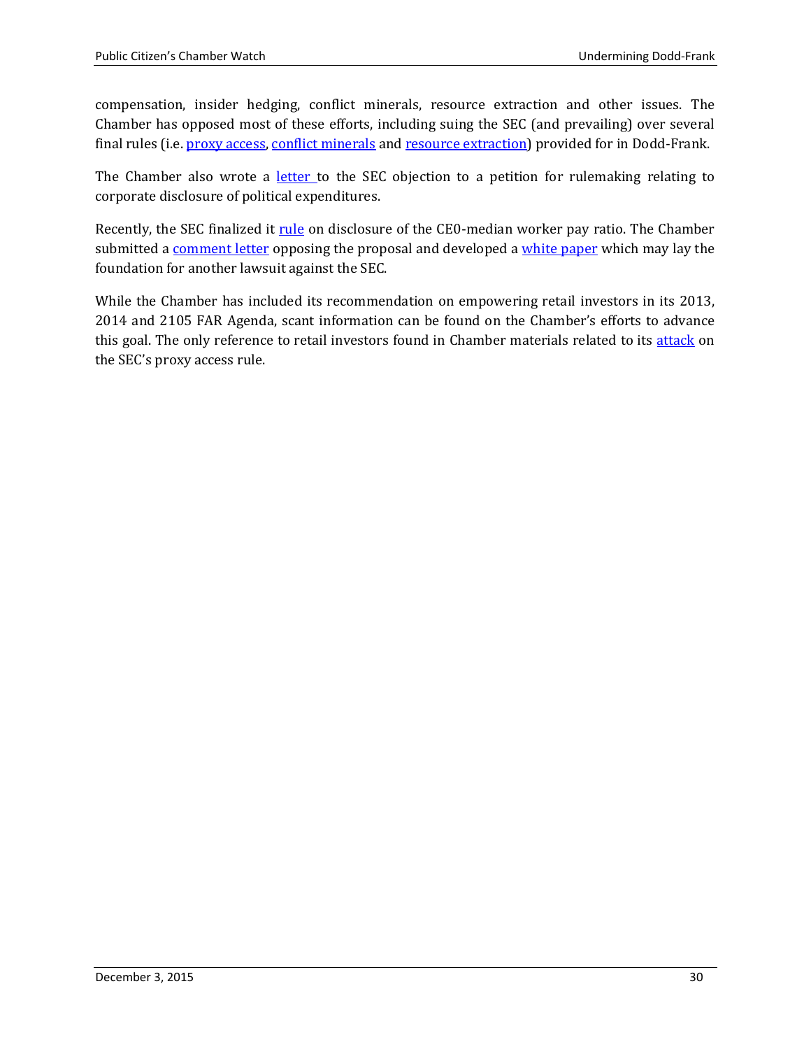compensation, insider hedging, conflict minerals, resource extraction and other issues. The Chamber has opposed most of these efforts, including suing the SEC (and prevailing) over several final rules (i.e. proxy access, conflict minerals and resource extraction) provided for in Dodd-Frank.

The Chamber also wrote a letter to the SEC objection to a petition for rulemaking relating to corporate disclosure of political expenditures.

Recently, the SEC finalized it rule on disclosure of the CE0-median worker pay ratio. The Chamber submitted a comment letter opposing the proposal and developed a white paper which may lay the foundation for another lawsuit against the SEC.

While the Chamber has included its recommendation on empowering retail investors in its 2013, 2014 and 2105 FAR Agenda, scant information can be found on the Chamber's efforts to advance this goal. The only reference to retail investors found in Chamber materials related to its attack on the SEC's proxy access rule.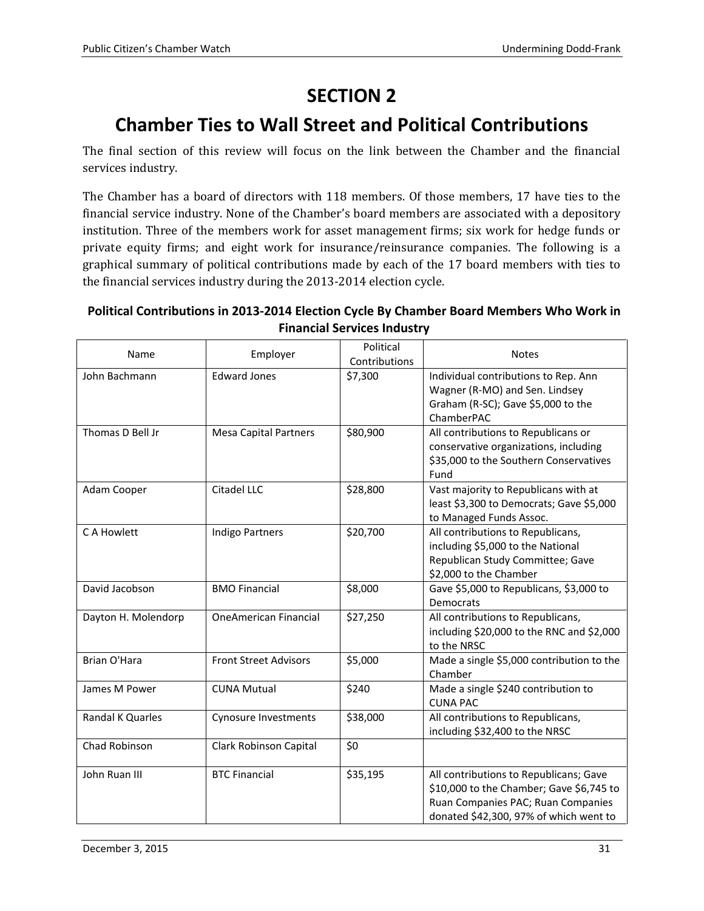# SECTION 2

## Chamber Ties to Wall Street and Political Contributions

The final section of this review will focus on the link between the Chamber and the financial services industry.

The Chamber has a board of directors with 118 members. Of those members, 17 have ties to the financial service industry. None of the Chamber's board members are associated with a depository institution. Three of the members work for asset management firms; six work for hedge funds or private equity firms; and eight work for insurance/reinsurance companies. The following is a graphical summary of political contributions made by each of the 17 board members with ties to the financial services industry during the 2013-2014 election cycle.

**Political Contributions in 2013-2014 Election Cycle By Chamber Board Members Who Work in Financial Services Industry**

| Name | Employer | Political Contributions | Notes |
|---|---|---|---|
| John Bachmann | Edward Jones | $7,300 | Individual contributions to Rep. Ann Wagner (R-MO) and Sen. Lindsey Graham (R-SC); Gave $5,000 to the ChamberPAC |
| Thomas D Bell Jr | Mesa Capital Partners | $80,900 | All contributions to Republicans or conservative organizations, including $35,000 to the Southern Conservatives Fund |
| Adam Cooper | Citadel LLC | $28,800 | Vast majority to Republicans with at least $3,300 to Democrats; Gave $5,000 to Managed Funds Assoc. |
| C A Howlett | Indigo Partners | $20,700 | All contributions to Republicans, including $5,000 to the National Republican Study Committee; Gave $2,000 to the Chamber |
| David Jacobson | BMO Financial | $8,000 | Gave $5,000 to Republicans, $3,000 to Democrats |
| Dayton H. Molendorp | OneAmerican Financial | $27,250 | All contributions to Republicans, including $20,000 to the RNC and $2,000 to the NRSC |
| Brian O'Hara | Front Street Advisors | $5,000 | Made a single $5,000 contribution to the Chamber |
| James M Power | CUNA Mutual | $240 | Made a single $240 contribution to CUNA PAC |
| Randal K Quarles | Cynosure Investments | $38,000 | All contributions to Republicans, including $32,400 to the NRSC |
| Chad Robinson | Clark Robinson Capital | $0 | |
| John Ruan III | BTC Financial | $35,195 | All contributions to Republicans; Gave $10,000 to the Chamber; Gave $6,745 to Ruan Companies PAC; Ruan Companies donated $42,300, 97% of which went to |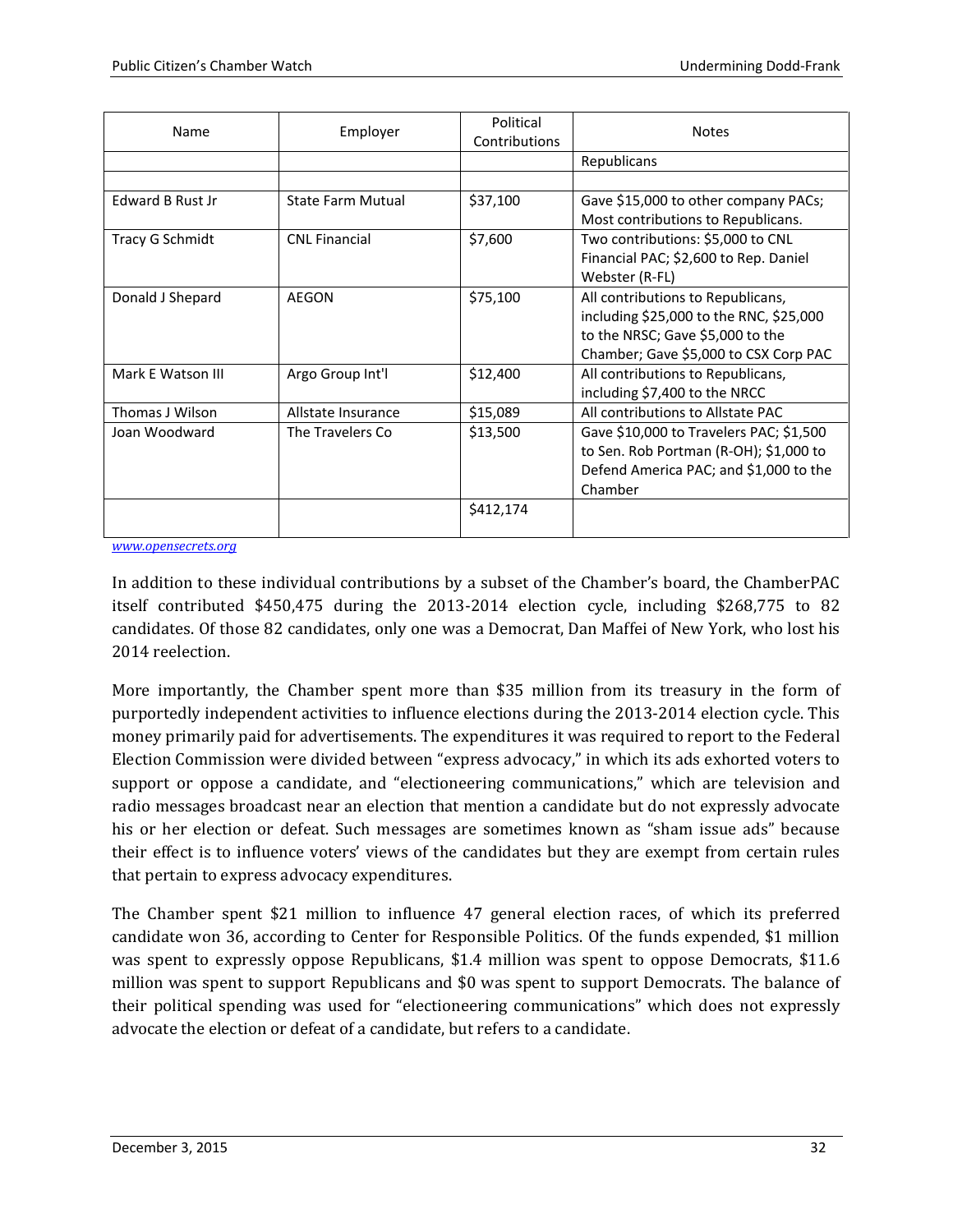| Name | Employer | Political Contributions | Notes |
|---|---|---|---|
| | | | Republicans |
| | | | |
| Edward B Rust Jr | State Farm Mutual | $37,100 | Gave $15,000 to other company PACs; Most contributions to Republicans. |
| Tracy G Schmidt | CNL Financial | $7,600 | Two contributions: $5,000 to CNL Financial PAC; $2,600 to Rep. Daniel Webster (R-FL) |
| Donald J Shepard | AEGON | $75,100 | All contributions to Republicans, including $25,000 to the RNC, $25,000 to the NRSC; Gave $5,000 to the Chamber; Gave $5,000 to CSX Corp PAC |
| Mark E Watson III | Argo Group Int'l | $12,400 | All contributions to Republicans, including $7,400 to the NRCC |
| Thomas J Wilson | Allstate Insurance | $15,089 | All contributions to Allstate PAC |
| Joan Woodward | The Travelers Co | $13,500 | Gave $10,000 to Travelers PAC; $1,500 to Sen. Rob Portman (R-OH); $1,000 to Defend America PAC; and $1,000 to the Chamber |
| | | $412,174 | |

*www.opensecrets.org*

In addition to these individual contributions by a subset of the Chamber's board, the ChamberPAC itself contributed $450,475 during the 2013-2014 election cycle, including $268,775 to 82 candidates. Of those 82 candidates, only one was a Democrat, Dan Maffei of New York, who lost his 2014 reelection.

More importantly, the Chamber spent more than $35 million from its treasury in the form of purportedly independent activities to influence elections during the 2013-2014 election cycle. This money primarily paid for advertisements. The expenditures it was required to report to the Federal Election Commission were divided between "express advocacy," in which its ads exhorted voters to support or oppose a candidate, and "electioneering communications," which are television and radio messages broadcast near an election that mention a candidate but do not expressly advocate his or her election or defeat. Such messages are sometimes known as "sham issue ads" because their effect is to influence voters' views of the candidates but they are exempt from certain rules that pertain to express advocacy expenditures.

The Chamber spent $21 million to influence 47 general election races, of which its preferred candidate won 36, according to Center for Responsible Politics. Of the funds expended, $1 million was spent to expressly oppose Republicans, $1.4 million was spent to oppose Democrats, $11.6 million was spent to support Republicans and $0 was spent to support Democrats. The balance of their political spending was used for "electioneering communications" which does not expressly advocate the election or defeat of a candidate, but refers to a candidate.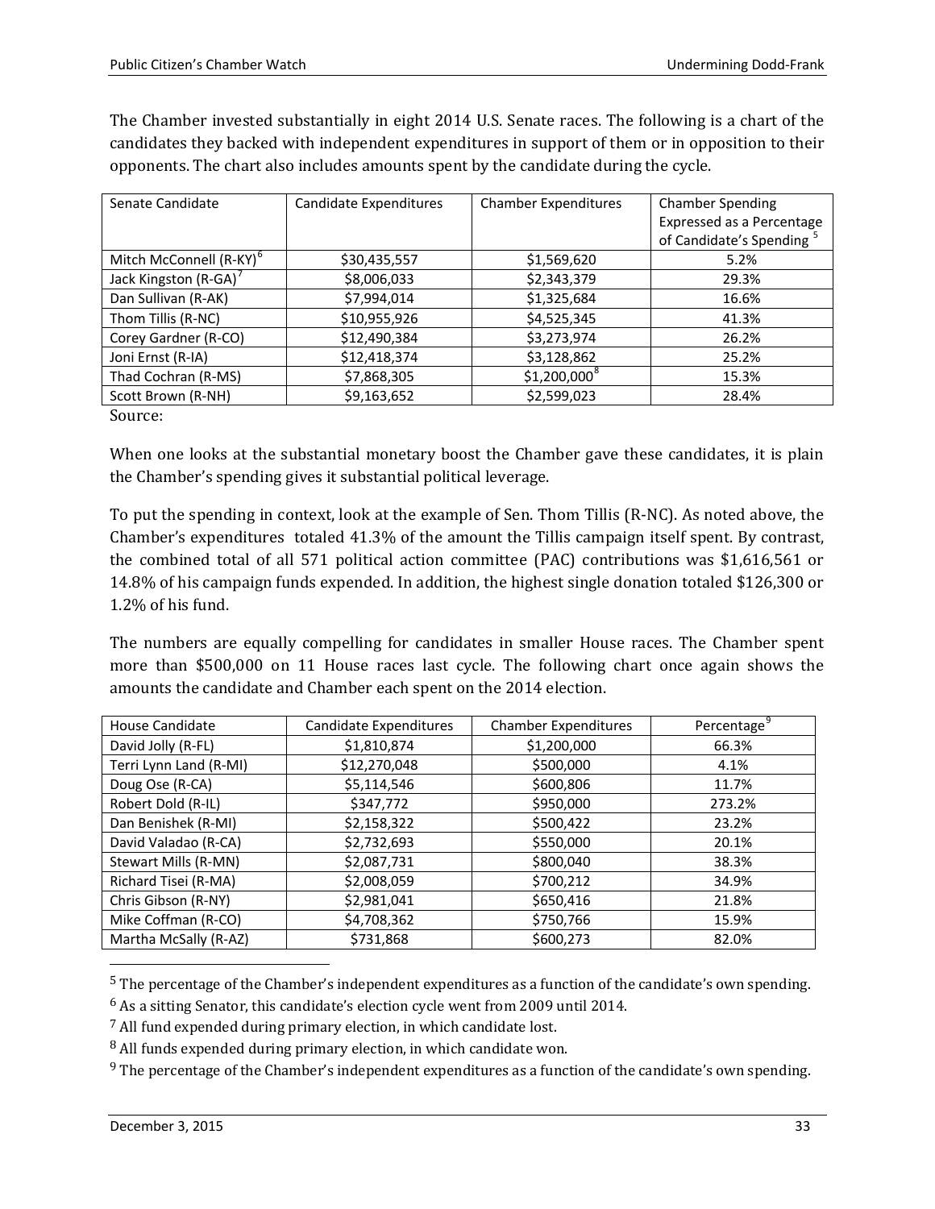The Chamber invested substantially in eight 2014 U.S. Senate races. The following is a chart of the candidates they backed with independent expenditures in support of them or in opposition to their opponents. The chart also includes amounts spent by the candidate during the cycle.

| Senate Candidate | Candidate Expenditures | Chamber Expenditures | Chamber Spending Expressed as a Percentage of Candidate's Spending [5] |
|---|---|---|---|
| Mitch McConnell (R-KY)[6] | $30,435,557 | $1,569,620 | 5.2% |
| Jack Kingston (R-GA)[7] | $8,006,033 | $2,343,379 | 29.3% |
| Dan Sullivan (R-AK) | $7,994,014 | $1,325,684 | 16.6% |
| Thom Tillis (R-NC) | $10,955,926 | $4,525,345 | 41.3% |
| Corey Gardner (R-CO) | $12,490,384 | $3,273,974 | 26.2% |
| Joni Ernst (R-IA) | $12,418,374 | $3,128,862 | 25.2% |
| Thad Cochran (R-MS) | $7,868,305 | $1,200,000[8] | 15.3% |
| Scott Brown (R-NH) | $9,163,652 | $2,599,023 | 28.4% |

Source:

When one looks at the substantial monetary boost the Chamber gave these candidates, it is plain the Chamber's spending gives it substantial political leverage.

To put the spending in context, look at the example of Sen. Thom Tillis (R-NC). As noted above, the Chamber's expenditures totaled 41.3% of the amount the Tillis campaign itself spent. By contrast, the combined total of all 571 political action committee (PAC) contributions was $1,616,561 or 14.8% of his campaign funds expended. In addition, the highest single donation totaled $126,300 or 1.2% of his fund.

The numbers are equally compelling for candidates in smaller House races. The Chamber spent more than $500,000 on 11 House races last cycle. The following chart once again shows the amounts the candidate and Chamber each spent on the 2014 election.

| House Candidate | Candidate Expenditures | Chamber Expenditures | Percentage[9] |
|---|---|---|---|
| David Jolly (R-FL) | $1,810,874 | $1,200,000 | 66.3% |
| Terri Lynn Land (R-MI) | $12,270,048 | $500,000 | 4.1% |
| Doug Ose (R-CA) | $5,114,546 | $600,806 | 11.7% |
| Robert Dold (R-IL) | $347,772 | $950,000 | 273.2% |
| Dan Benishek (R-MI) | $2,158,322 | $500,422 | 23.2% |
| David Valadao (R-CA) | $2,732,693 | $550,000 | 20.1% |
| Stewart Mills (R-MN) | $2,087,731 | $800,040 | 38.3% |
| Richard Tisei (R-MA) | $2,008,059 | $700,212 | 34.9% |
| Chris Gibson (R-NY) | $2,981,041 | $650,416 | 21.8% |
| Mike Coffman (R-CO) | $4,708,362 | $750,766 | 15.9% |
| Martha McSally (R-AZ) | $731,868 | $600,273 | 82.0% |

---

[5] The percentage of the Chamber's independent expenditures as a function of the candidate's own spending.

[6] As a sitting Senator, this candidate's election cycle went from 2009 until 2014.

[7] All fund expended during primary election, in which candidate lost.

[8] All funds expended during primary election, in which candidate won.

[9] The percentage of the Chamber's independent expenditures as a function of the candidate's own spending.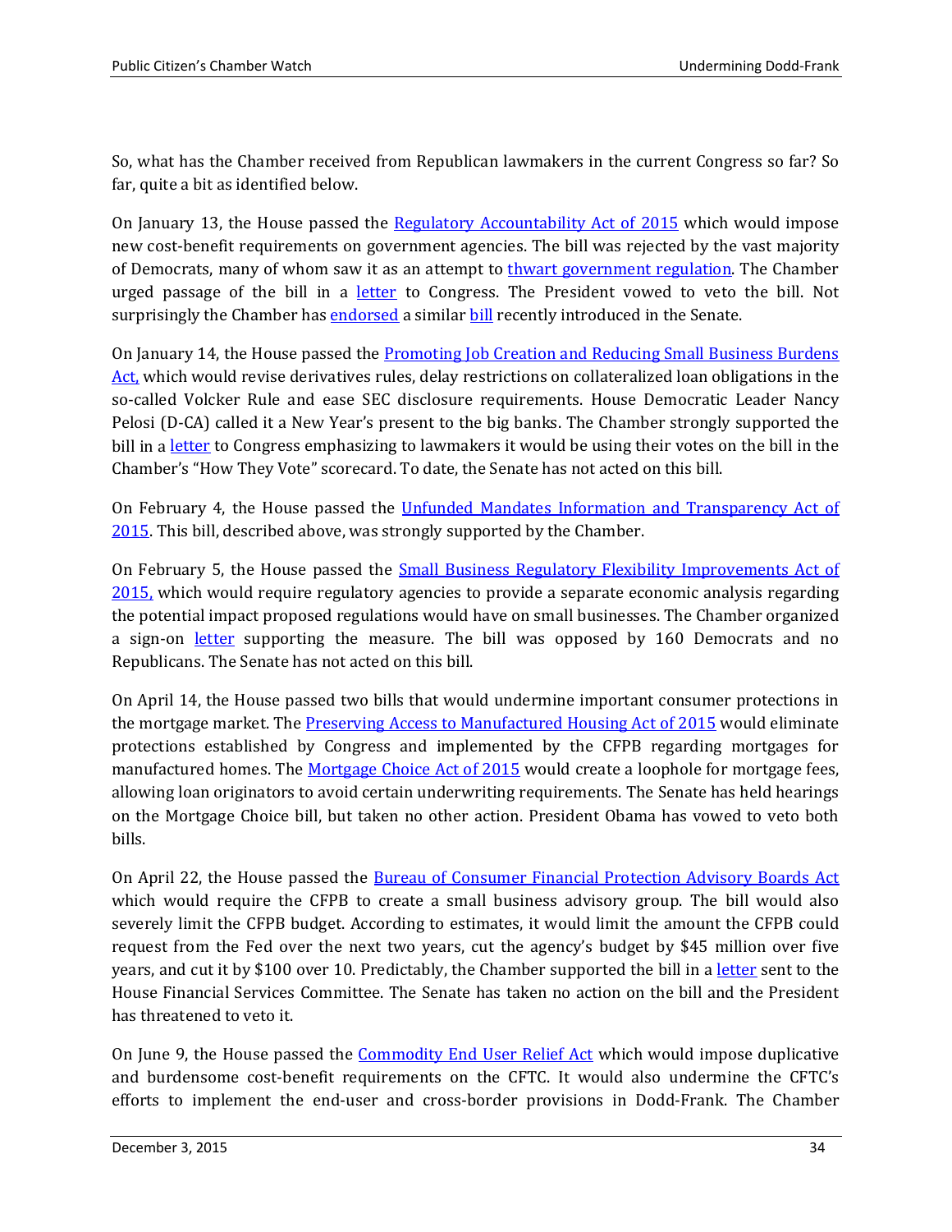So, what has the Chamber received from Republican lawmakers in the current Congress so far? So far, quite a bit as identified below.

On January 13, the House passed the Regulatory Accountability Act of 2015 which would impose new cost-benefit requirements on government agencies. The bill was rejected by the vast majority of Democrats, many of whom saw it as an attempt to thwart government regulation. The Chamber urged passage of the bill in a letter to Congress. The President vowed to veto the bill. Not surprisingly the Chamber has endorsed a similar bill recently introduced in the Senate.

On January 14, the House passed the Promoting Job Creation and Reducing Small Business Burdens Act, which would revise derivatives rules, delay restrictions on collateralized loan obligations in the so-called Volcker Rule and ease SEC disclosure requirements. House Democratic Leader Nancy Pelosi (D-CA) called it a New Year's present to the big banks. The Chamber strongly supported the bill in a letter to Congress emphasizing to lawmakers it would be using their votes on the bill in the Chamber's "How They Vote" scorecard. To date, the Senate has not acted on this bill.

On February 4, the House passed the Unfunded Mandates Information and Transparency Act of 2015. This bill, described above, was strongly supported by the Chamber.

On February 5, the House passed the Small Business Regulatory Flexibility Improvements Act of 2015, which would require regulatory agencies to provide a separate economic analysis regarding the potential impact proposed regulations would have on small businesses. The Chamber organized a sign-on letter supporting the measure. The bill was opposed by 160 Democrats and no Republicans. The Senate has not acted on this bill.

On April 14, the House passed two bills that would undermine important consumer protections in the mortgage market. The Preserving Access to Manufactured Housing Act of 2015 would eliminate protections established by Congress and implemented by the CFPB regarding mortgages for manufactured homes. The Mortgage Choice Act of 2015 would create a loophole for mortgage fees, allowing loan originators to avoid certain underwriting requirements. The Senate has held hearings on the Mortgage Choice bill, but taken no other action. President Obama has vowed to veto both bills.

On April 22, the House passed the Bureau of Consumer Financial Protection Advisory Boards Act which would require the CFPB to create a small business advisory group. The bill would also severely limit the CFPB budget. According to estimates, it would limit the amount the CFPB could request from the Fed over the next two years, cut the agency's budget by $45 million over five years, and cut it by $100 over 10. Predictably, the Chamber supported the bill in a letter sent to the House Financial Services Committee. The Senate has taken no action on the bill and the President has threatened to veto it.

On June 9, the House passed the Commodity End User Relief Act which would impose duplicative and burdensome cost-benefit requirements on the CFTC. It would also undermine the CFTC's efforts to implement the end-user and cross-border provisions in Dodd-Frank. The Chamber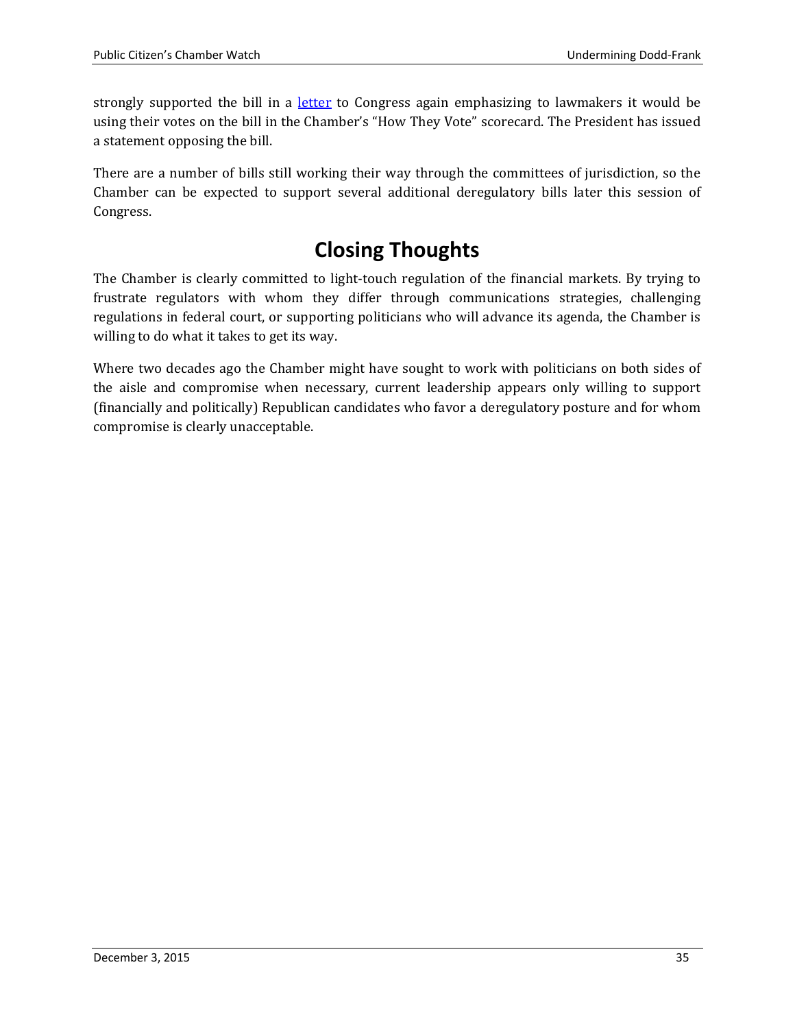strongly supported the bill in a letter to Congress again emphasizing to lawmakers it would be using their votes on the bill in the Chamber's "How They Vote" scorecard. The President has issued a statement opposing the bill.

There are a number of bills still working their way through the committees of jurisdiction, so the Chamber can be expected to support several additional deregulatory bills later this session of Congress.

# Closing Thoughts

The Chamber is clearly committed to light-touch regulation of the financial markets. By trying to frustrate regulators with whom they differ through communications strategies, challenging regulations in federal court, or supporting politicians who will advance its agenda, the Chamber is willing to do what it takes to get its way.

Where two decades ago the Chamber might have sought to work with politicians on both sides of the aisle and compromise when necessary, current leadership appears only willing to support (financially and politically) Republican candidates who favor a deregulatory posture and for whom compromise is clearly unacceptable.